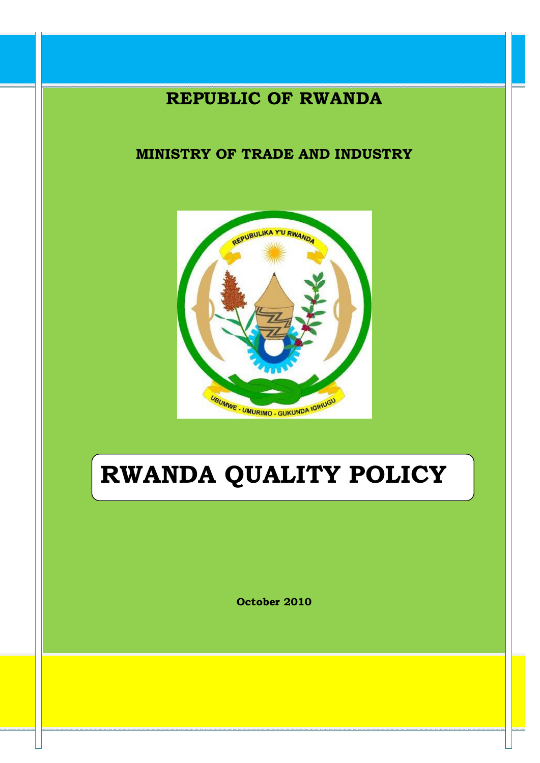**REPUBLIC OF RWANDA**

**MINISTRY OF TRADE AND INDUSTRY**

# RWANDA QUALITY POLICY

**October 2010**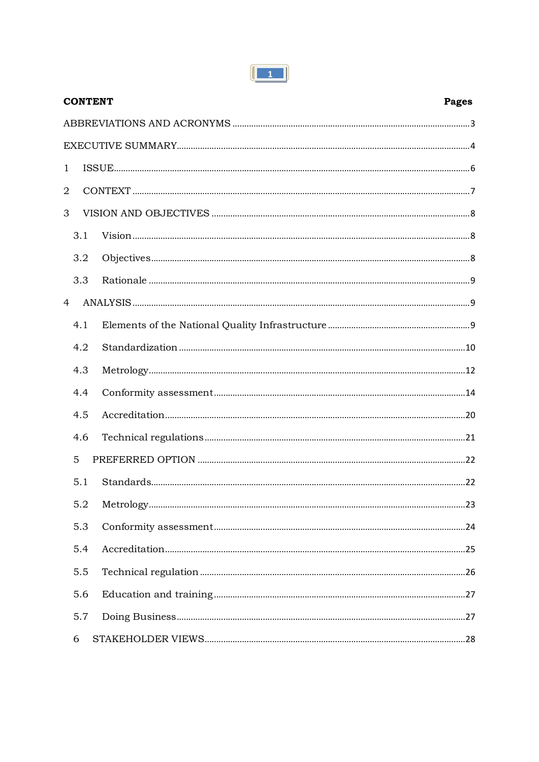**CONTENT** **Pages**

ABBREVIATIONS AND ACRONYMS ........................................................................ 3

EXECUTIVE SUMMARY ........................................................................ 4

1 ISSUE ........................................................................ 6

2 CONTEXT ........................................................................ 7

3 VISION AND OBJECTIVES ........................................................................ 8

3.1 Vision ........................................................................ 8

3.2 Objectives ........................................................................ 8

3.3 Rationale ........................................................................ 9

4 ANALYSIS ........................................................................ 9

4.1 Elements of the National Quality Infrastructure ........................................................................ 9

4.2 Standardization ........................................................................ 10

4.3 Metrology ........................................................................ 12

4.4 Conformity assessment ........................................................................ 14

4.5 Accreditation ........................................................................ 20

4.6 Technical regulations ........................................................................ 21

5 PREFERRED OPTION ........................................................................ 22

5.1 Standards ........................................................................ 22

5.2 Metrology ........................................................................ 23

5.3 Conformity assessment ........................................................................ 24

5.4 Accreditation ........................................................................ 25

5.5 Technical regulation ........................................................................ 26

5.6 Education and training ........................................................................ 27

5.7 Doing Business ........................................................................ 27

6 STAKEHOLDER VIEWS ........................................................................ 28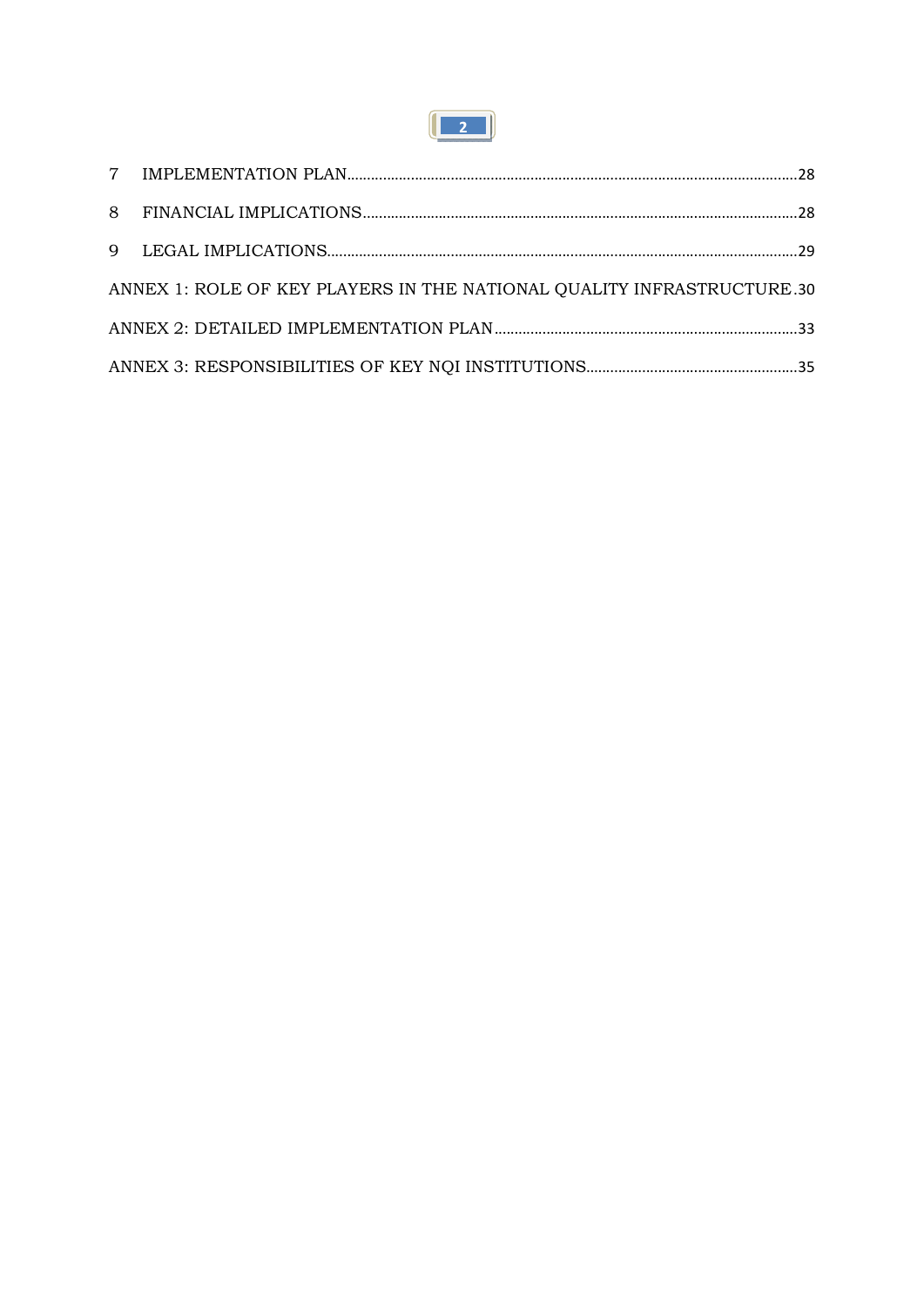7 IMPLEMENTATION PLAN........................................................................................................28

8 FINANCIAL IMPLICATIONS....................................................................................................28

9 LEGAL IMPLICATIONS............................................................................................................29

ANNEX 1: ROLE OF KEY PLAYERS IN THE NATIONAL QUALITY INFRASTRUCTURE.30

ANNEX 2: DETAILED IMPLEMENTATION PLAN...................................................................33

ANNEX 3: RESPONSIBILITIES OF KEY NQI INSTITUTIONS..............................................35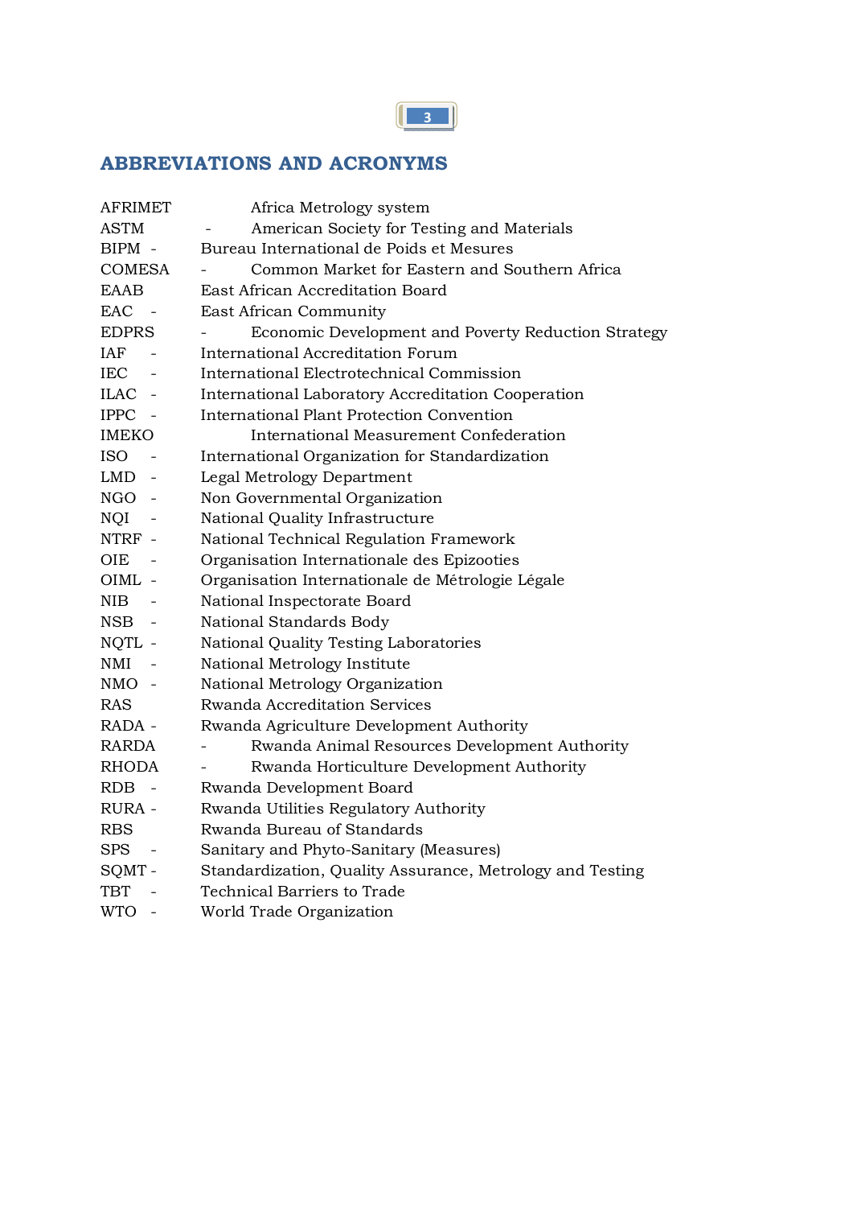## ABBREVIATIONS AND ACRONYMS

AFRIMET Africa Metrology system
ASTM - American Society for Testing and Materials
BIPM - Bureau International de Poids et Mesures
COMESA - Common Market for Eastern and Southern Africa
EAAB East African Accreditation Board
EAC - East African Community
EDPRS - Economic Development and Poverty Reduction Strategy
IAF - International Accreditation Forum
IEC - International Electrotechnical Commission
ILAC - International Laboratory Accreditation Cooperation
IPPC - International Plant Protection Convention
IMEKO International Measurement Confederation
ISO - International Organization for Standardization
LMD - Legal Metrology Department
NGO - Non Governmental Organization
NQI - National Quality Infrastructure
NTRF - National Technical Regulation Framework
OIE - Organisation Internationale des Epizooties
OIML - Organisation Internationale de Métrologie Légale
NIB - National Inspectorate Board
NSB - National Standards Body
NQTL - National Quality Testing Laboratories
NMI - National Metrology Institute
NMO - National Metrology Organization
RAS Rwanda Accreditation Services
RADA - Rwanda Agriculture Development Authority
RARDA - Rwanda Animal Resources Development Authority
RHODA - Rwanda Horticulture Development Authority
RDB - Rwanda Development Board
RURA - Rwanda Utilities Regulatory Authority
RBS Rwanda Bureau of Standards
SPS - Sanitary and Phyto-Sanitary (Measures)
SQMT - Standardization, Quality Assurance, Metrology and Testing
TBT - Technical Barriers to Trade
WTO - World Trade Organization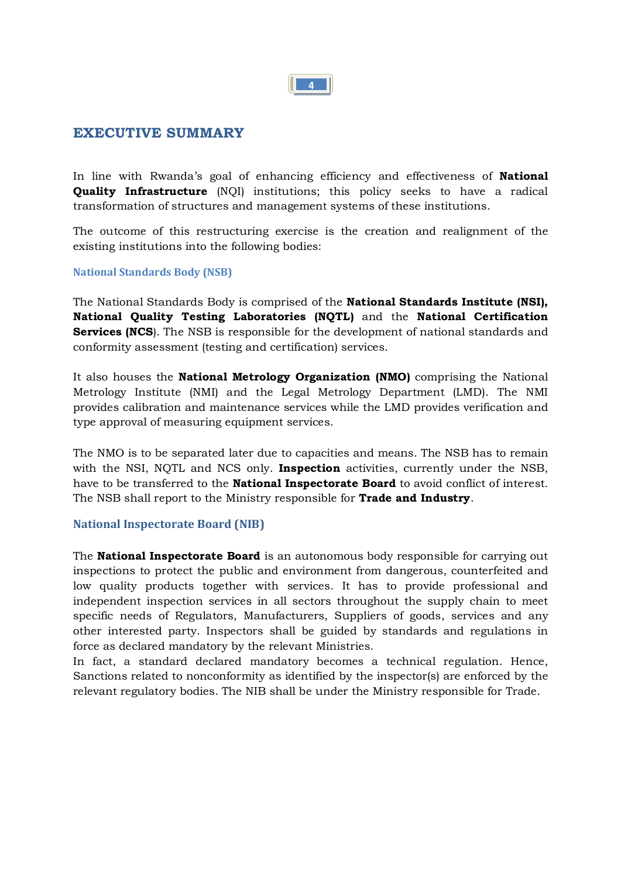## EXECUTIVE SUMMARY

In line with Rwanda's goal of enhancing efficiency and effectiveness of **National Quality Infrastructure** (NQI) institutions; this policy seeks to have a radical transformation of structures and management systems of these institutions.

The outcome of this restructuring exercise is the creation and realignment of the existing institutions into the following bodies:

### National Standards Body (NSB)

The National Standards Body is comprised of the **National Standards Institute (NSI), National Quality Testing Laboratories (NQTL)** and the **National Certification Services (NCS**). The NSB is responsible for the development of national standards and conformity assessment (testing and certification) services.

It also houses the **National Metrology Organization (NMO)** comprising the National Metrology Institute (NMI) and the Legal Metrology Department (LMD). The NMI provides calibration and maintenance services while the LMD provides verification and type approval of measuring equipment services.

The NMO is to be separated later due to capacities and means. The NSB has to remain with the NSI, NQTL and NCS only. **Inspection** activities, currently under the NSB, have to be transferred to the **National Inspectorate Board** to avoid conflict of interest. The NSB shall report to the Ministry responsible for **Trade and Industry**.

### National Inspectorate Board (NIB)

The **National Inspectorate Board** is an autonomous body responsible for carrying out inspections to protect the public and environment from dangerous, counterfeited and low quality products together with services. It has to provide professional and independent inspection services in all sectors throughout the supply chain to meet specific needs of Regulators, Manufacturers, Suppliers of goods, services and any other interested party. Inspectors shall be guided by standards and regulations in force as declared mandatory by the relevant Ministries.

In fact, a standard declared mandatory becomes a technical regulation. Hence, Sanctions related to nonconformity as identified by the inspector(s) are enforced by the relevant regulatory bodies. The NIB shall be under the Ministry responsible for Trade.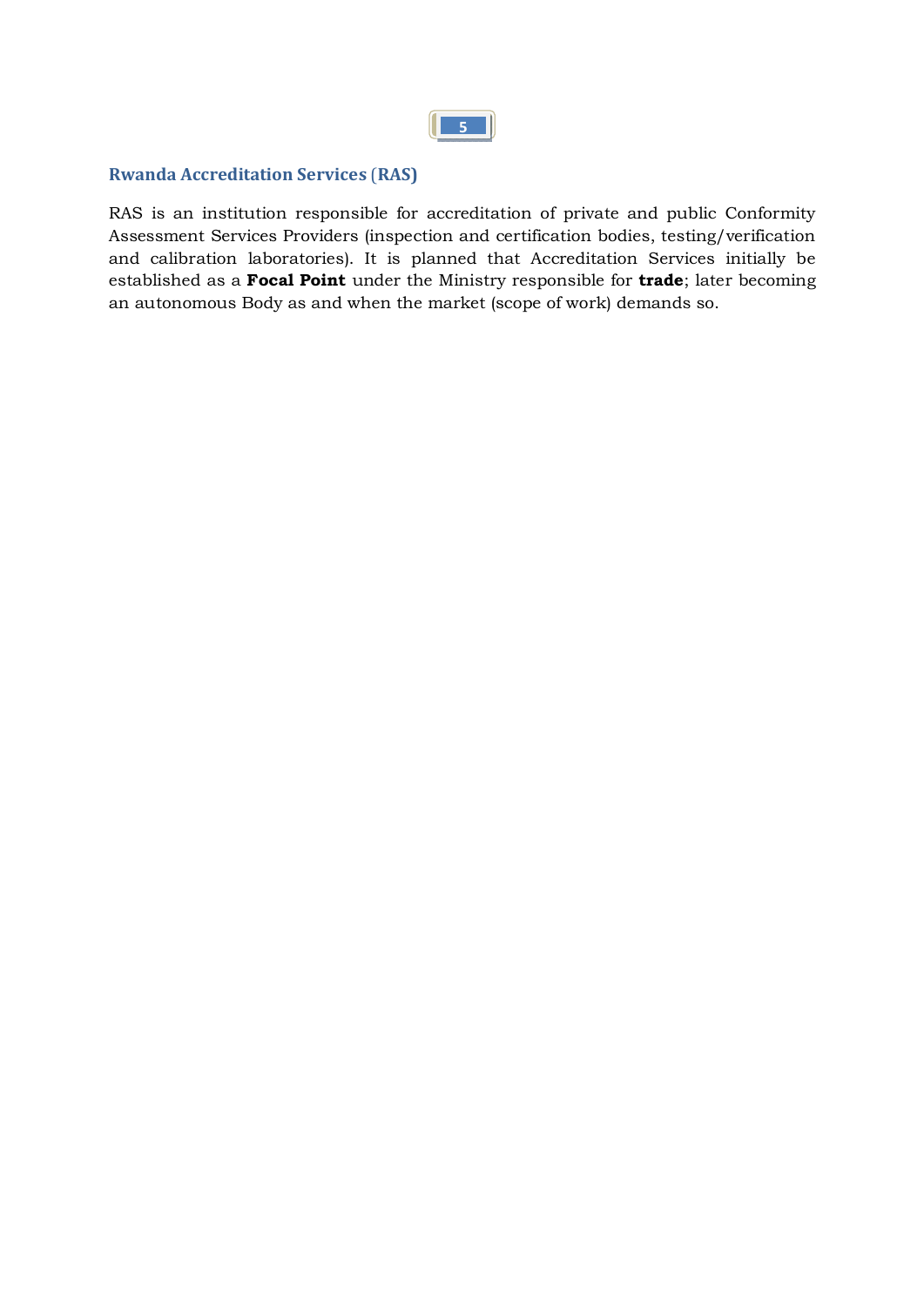### Rwanda Accreditation Services (RAS)

RAS is an institution responsible for accreditation of private and public Conformity Assessment Services Providers (inspection and certification bodies, testing/verification and calibration laboratories). It is planned that Accreditation Services initially be established as a **Focal Point** under the Ministry responsible for **trade**; later becoming an autonomous Body as and when the market (scope of work) demands so.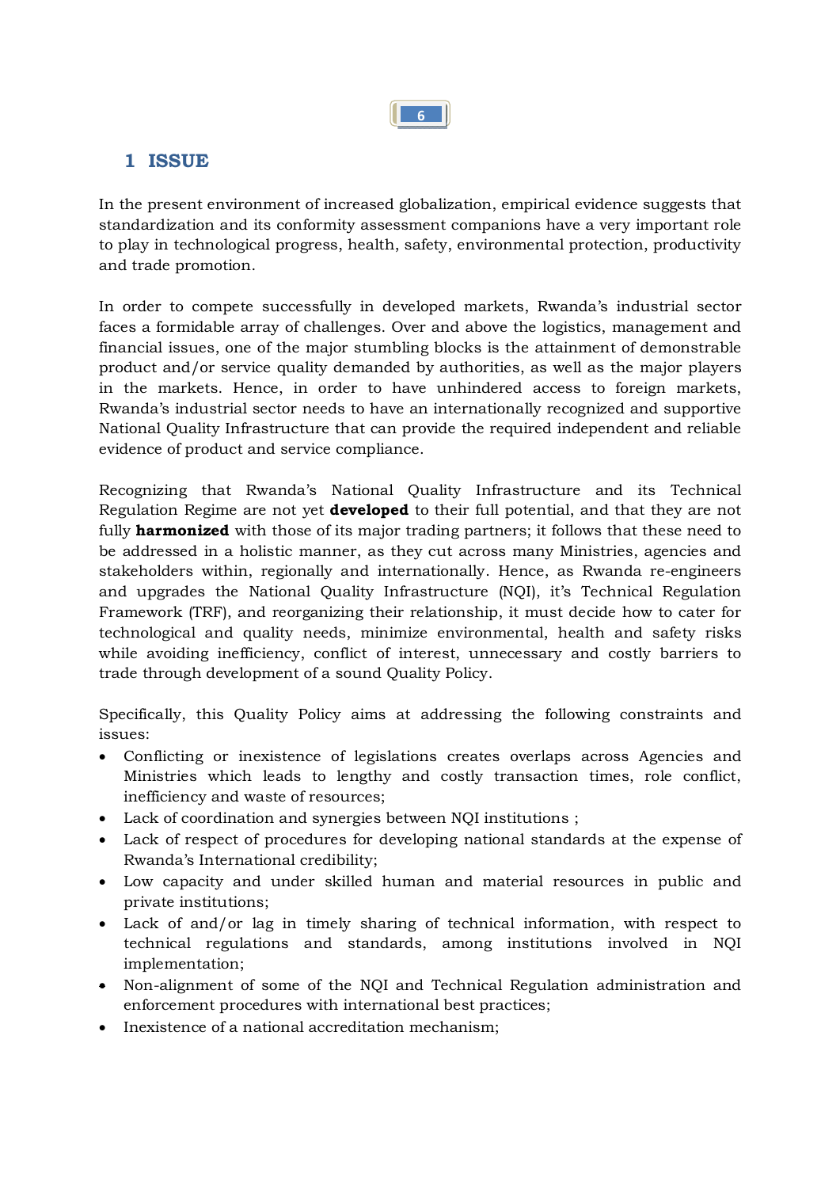# 1 ISSUE

In the present environment of increased globalization, empirical evidence suggests that standardization and its conformity assessment companions have a very important role to play in technological progress, health, safety, environmental protection, productivity and trade promotion.

In order to compete successfully in developed markets, Rwanda's industrial sector faces a formidable array of challenges. Over and above the logistics, management and financial issues, one of the major stumbling blocks is the attainment of demonstrable product and/or service quality demanded by authorities, as well as the major players in the markets. Hence, in order to have unhindered access to foreign markets, Rwanda's industrial sector needs to have an internationally recognized and supportive National Quality Infrastructure that can provide the required independent and reliable evidence of product and service compliance.

Recognizing that Rwanda's National Quality Infrastructure and its Technical Regulation Regime are not yet **developed** to their full potential, and that they are not fully **harmonized** with those of its major trading partners; it follows that these need to be addressed in a holistic manner, as they cut across many Ministries, agencies and stakeholders within, regionally and internationally. Hence, as Rwanda re-engineers and upgrades the National Quality Infrastructure (NQI), it's Technical Regulation Framework (TRF), and reorganizing their relationship, it must decide how to cater for technological and quality needs, minimize environmental, health and safety risks while avoiding inefficiency, conflict of interest, unnecessary and costly barriers to trade through development of a sound Quality Policy.

Specifically, this Quality Policy aims at addressing the following constraints and issues:

- Conflicting or inexistence of legislations creates overlaps across Agencies and Ministries which leads to lengthy and costly transaction times, role conflict, inefficiency and waste of resources;
- Lack of coordination and synergies between NQI institutions ;
- Lack of respect of procedures for developing national standards at the expense of Rwanda's International credibility;
- Low capacity and under skilled human and material resources in public and private institutions;
- Lack of and/or lag in timely sharing of technical information, with respect to technical regulations and standards, among institutions involved in NQI implementation;
- Non-alignment of some of the NQI and Technical Regulation administration and enforcement procedures with international best practices;
- Inexistence of a national accreditation mechanism;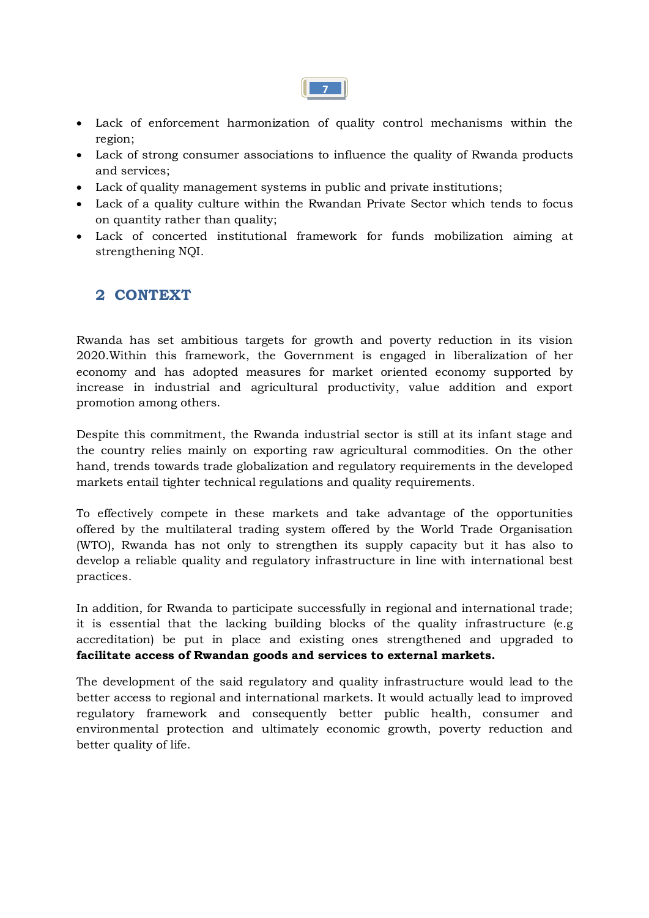- Lack of enforcement harmonization of quality control mechanisms within the region;
- Lack of strong consumer associations to influence the quality of Rwanda products and services;
- Lack of quality management systems in public and private institutions;
- Lack of a quality culture within the Rwandan Private Sector which tends to focus on quantity rather than quality;
- Lack of concerted institutional framework for funds mobilization aiming at strengthening NQI.

## 2 CONTEXT

Rwanda has set ambitious targets for growth and poverty reduction in its vision 2020.Within this framework, the Government is engaged in liberalization of her economy and has adopted measures for market oriented economy supported by increase in industrial and agricultural productivity, value addition and export promotion among others.

Despite this commitment, the Rwanda industrial sector is still at its infant stage and the country relies mainly on exporting raw agricultural commodities. On the other hand, trends towards trade globalization and regulatory requirements in the developed markets entail tighter technical regulations and quality requirements.

To effectively compete in these markets and take advantage of the opportunities offered by the multilateral trading system offered by the World Trade Organisation (WTO), Rwanda has not only to strengthen its supply capacity but it has also to develop a reliable quality and regulatory infrastructure in line with international best practices.

In addition, for Rwanda to participate successfully in regional and international trade; it is essential that the lacking building blocks of the quality infrastructure (e.g accreditation) be put in place and existing ones strengthened and upgraded to **facilitate access of Rwandan goods and services to external markets.**

The development of the said regulatory and quality infrastructure would lead to the better access to regional and international markets. It would actually lead to improved regulatory framework and consequently better public health, consumer and environmental protection and ultimately economic growth, poverty reduction and better quality of life.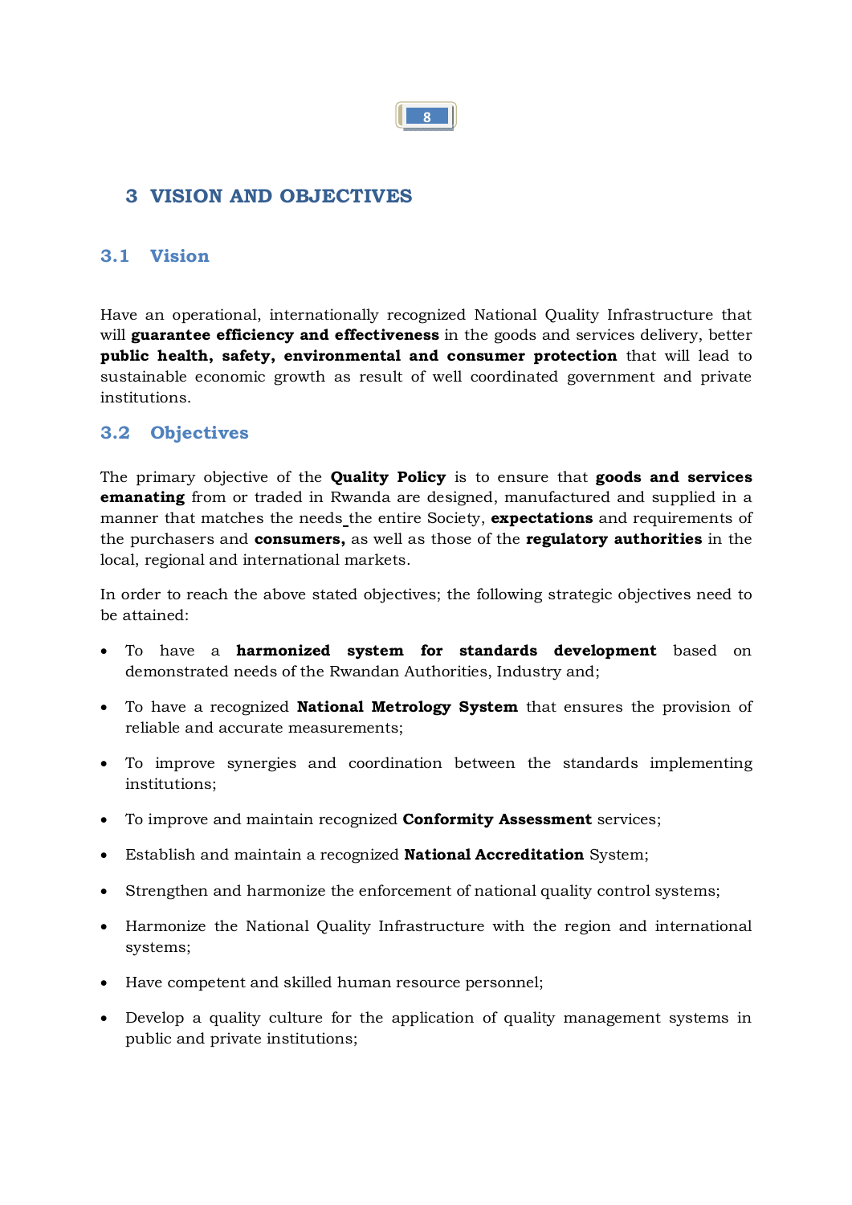# 3 VISION AND OBJECTIVES

## 3.1 Vision

Have an operational, internationally recognized National Quality Infrastructure that will **guarantee efficiency and effectiveness** in the goods and services delivery, better **public health, safety, environmental and consumer protection** that will lead to sustainable economic growth as result of well coordinated government and private institutions.

## 3.2 Objectives

The primary objective of the **Quality Policy** is to ensure that **goods and services emanating** from or traded in Rwanda are designed, manufactured and supplied in a manner that matches the needs_the entire Society, **expectations** and requirements of the purchasers and **consumers,** as well as those of the **regulatory authorities** in the local, regional and international markets.

In order to reach the above stated objectives; the following strategic objectives need to be attained:

- To have a **harmonized system for standards development** based on demonstrated needs of the Rwandan Authorities, Industry and;
- To have a recognized **National Metrology System** that ensures the provision of reliable and accurate measurements;
- To improve synergies and coordination between the standards implementing institutions;
- To improve and maintain recognized **Conformity Assessment** services;
- Establish and maintain a recognized **National Accreditation** System;
- Strengthen and harmonize the enforcement of national quality control systems;
- Harmonize the National Quality Infrastructure with the region and international systems;
- Have competent and skilled human resource personnel;
- Develop a quality culture for the application of quality management systems in public and private institutions;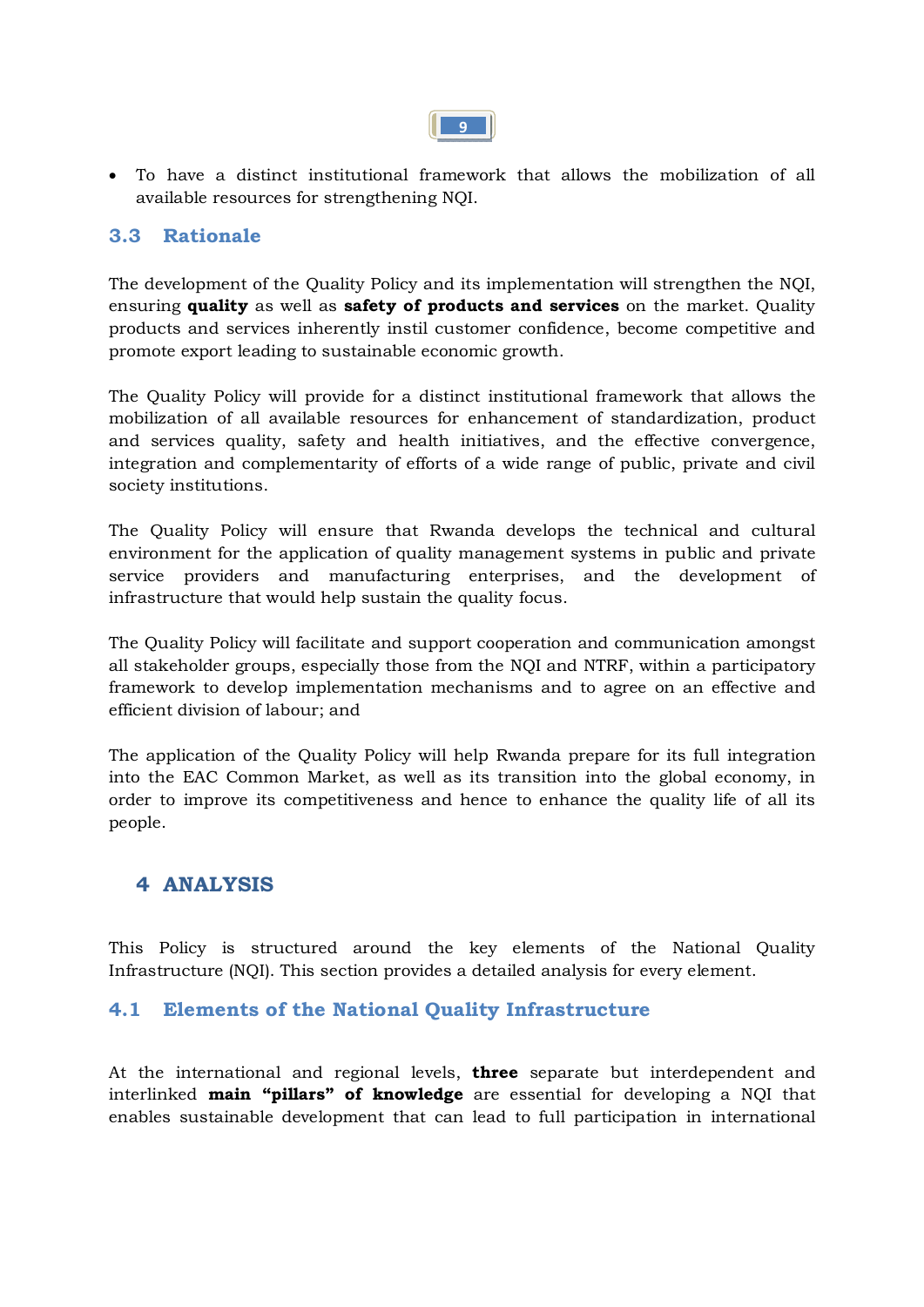- To have a distinct institutional framework that allows the mobilization of all available resources for strengthening NQI.

## 3.3 Rationale

The development of the Quality Policy and its implementation will strengthen the NQI, ensuring **quality** as well as **safety of products and services** on the market. Quality products and services inherently instil customer confidence, become competitive and promote export leading to sustainable economic growth.

The Quality Policy will provide for a distinct institutional framework that allows the mobilization of all available resources for enhancement of standardization, product and services quality, safety and health initiatives, and the effective convergence, integration and complementarity of efforts of a wide range of public, private and civil society institutions.

The Quality Policy will ensure that Rwanda develops the technical and cultural environment for the application of quality management systems in public and private service providers and manufacturing enterprises, and the development of infrastructure that would help sustain the quality focus.

The Quality Policy will facilitate and support cooperation and communication amongst all stakeholder groups, especially those from the NQI and NTRF, within a participatory framework to develop implementation mechanisms and to agree on an effective and efficient division of labour; and

The application of the Quality Policy will help Rwanda prepare for its full integration into the EAC Common Market, as well as its transition into the global economy, in order to improve its competitiveness and hence to enhance the quality life of all its people.

# 4 ANALYSIS

This Policy is structured around the key elements of the National Quality Infrastructure (NQI). This section provides a detailed analysis for every element.

## 4.1 Elements of the National Quality Infrastructure

At the international and regional levels, **three** separate but interdependent and interlinked **main "pillars" of knowledge** are essential for developing a NQI that enables sustainable development that can lead to full participation in international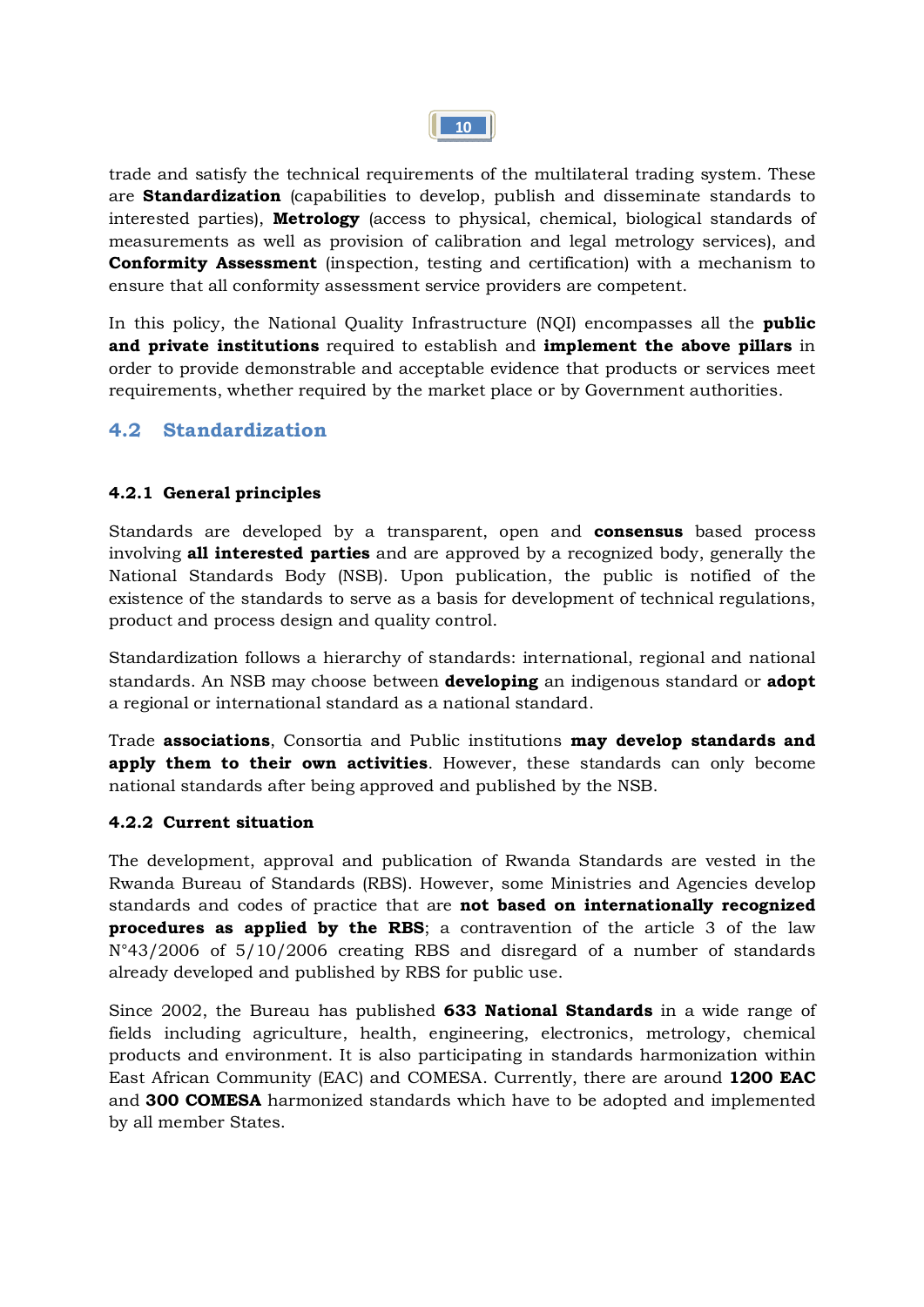trade and satisfy the technical requirements of the multilateral trading system. These are **Standardization** (capabilities to develop, publish and disseminate standards to interested parties), **Metrology** (access to physical, chemical, biological standards of measurements as well as provision of calibration and legal metrology services), and **Conformity Assessment** (inspection, testing and certification) with a mechanism to ensure that all conformity assessment service providers are competent.

In this policy, the National Quality Infrastructure (NQI) encompasses all the **public and private institutions** required to establish and **implement the above pillars** in order to provide demonstrable and acceptable evidence that products or services meet requirements, whether required by the market place or by Government authorities.

## 4.2 Standardization

### 4.2.1 General principles

Standards are developed by a transparent, open and **consensus** based process involving **all interested parties** and are approved by a recognized body, generally the National Standards Body (NSB). Upon publication, the public is notified of the existence of the standards to serve as a basis for development of technical regulations, product and process design and quality control.

Standardization follows a hierarchy of standards: international, regional and national standards. An NSB may choose between **developing** an indigenous standard or **adopt** a regional or international standard as a national standard.

Trade **associations**, Consortia and Public institutions **may develop standards and apply them to their own activities**. However, these standards can only become national standards after being approved and published by the NSB.

### 4.2.2 Current situation

The development, approval and publication of Rwanda Standards are vested in the Rwanda Bureau of Standards (RBS). However, some Ministries and Agencies develop standards and codes of practice that are **not based on internationally recognized procedures as applied by the RBS**; a contravention of the article 3 of the law N°43/2006 of 5/10/2006 creating RBS and disregard of a number of standards already developed and published by RBS for public use.

Since 2002, the Bureau has published **633 National Standards** in a wide range of fields including agriculture, health, engineering, electronics, metrology, chemical products and environment. It is also participating in standards harmonization within East African Community (EAC) and COMESA. Currently, there are around **1200 EAC** and **300 COMESA** harmonized standards which have to be adopted and implemented by all member States.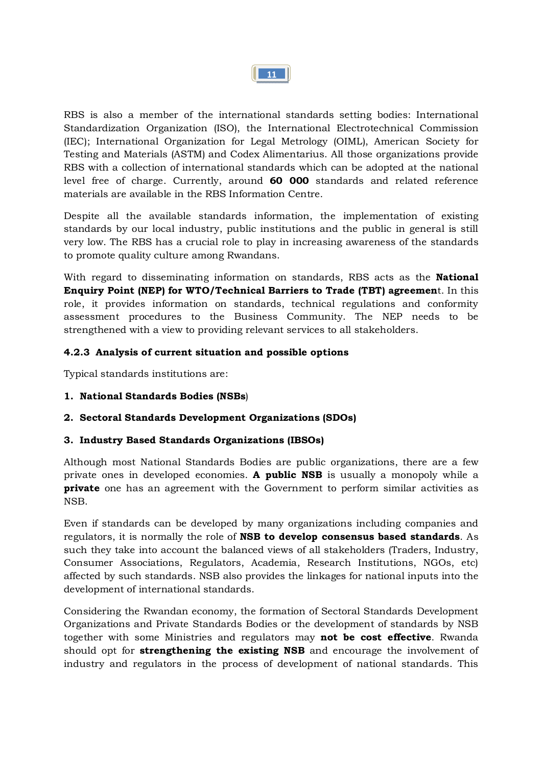RBS is also a member of the international standards setting bodies: International Standardization Organization (ISO), the International Electrotechnical Commission (IEC); International Organization for Legal Metrology (OIML), American Society for Testing and Materials (ASTM) and Codex Alimentarius. All those organizations provide RBS with a collection of international standards which can be adopted at the national level free of charge. Currently, around **60 000** standards and related reference materials are available in the RBS Information Centre.

Despite all the available standards information, the implementation of existing standards by our local industry, public institutions and the public in general is still very low. The RBS has a crucial role to play in increasing awareness of the standards to promote quality culture among Rwandans.

With regard to disseminating information on standards, RBS acts as the **National Enquiry Point (NEP) for WTO/Technical Barriers to Trade (TBT) agreemen**t. In this role, it provides information on standards, technical regulations and conformity assessment procedures to the Business Community. The NEP needs to be strengthened with a view to providing relevant services to all stakeholders.

#### 4.2.3 Analysis of current situation and possible options

Typical standards institutions are:

1. **National Standards Bodies (NSBs**)
2. **Sectoral Standards Development Organizations (SDOs)**
3. **Industry Based Standards Organizations (IBSOs)**

Although most National Standards Bodies are public organizations, there are a few private ones in developed economies. **A public NSB** is usually a monopoly while a **private** one has an agreement with the Government to perform similar activities as NSB.

Even if standards can be developed by many organizations including companies and regulators, it is normally the role of **NSB to develop consensus based standards**. As such they take into account the balanced views of all stakeholders (Traders, Industry, Consumer Associations, Regulators, Academia, Research Institutions, NGOs, etc) affected by such standards. NSB also provides the linkages for national inputs into the development of international standards.

Considering the Rwandan economy, the formation of Sectoral Standards Development Organizations and Private Standards Bodies or the development of standards by NSB together with some Ministries and regulators may **not be cost effective**. Rwanda should opt for **strengthening the existing NSB** and encourage the involvement of industry and regulators in the process of development of national standards. This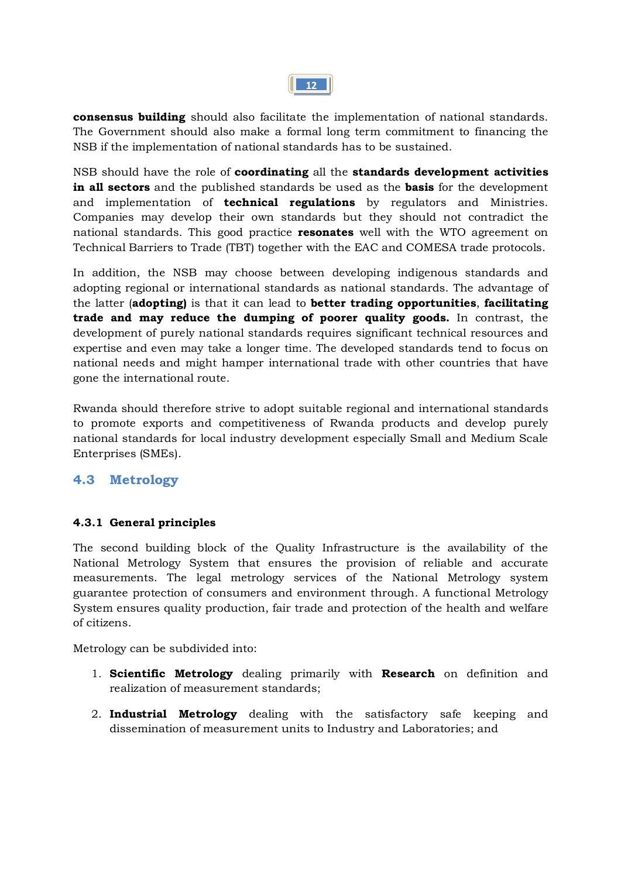**consensus building** should also facilitate the implementation of national standards. The Government should also make a formal long term commitment to financing the NSB if the implementation of national standards has to be sustained.

NSB should have the role of **coordinating** all the **standards development activities in all sectors** and the published standards be used as the **basis** for the development and implementation of **technical regulations** by regulators and Ministries. Companies may develop their own standards but they should not contradict the national standards. This good practice **resonates** well with the WTO agreement on Technical Barriers to Trade (TBT) together with the EAC and COMESA trade protocols.

In addition, the NSB may choose between developing indigenous standards and adopting regional or international standards as national standards. The advantage of the latter (**adopting)** is that it can lead to **better trading opportunities**, **facilitating trade and may reduce the dumping of poorer quality goods.** In contrast, the development of purely national standards requires significant technical resources and expertise and even may take a longer time. The developed standards tend to focus on national needs and might hamper international trade with other countries that have gone the international route.

Rwanda should therefore strive to adopt suitable regional and international standards to promote exports and competitiveness of Rwanda products and develop purely national standards for local industry development especially Small and Medium Scale Enterprises (SMEs).

## 4.3 Metrology

### 4.3.1 General principles

The second building block of the Quality Infrastructure is the availability of the National Metrology System that ensures the provision of reliable and accurate measurements. The legal metrology services of the National Metrology system guarantee protection of consumers and environment through. A functional Metrology System ensures quality production, fair trade and protection of the health and welfare of citizens.

Metrology can be subdivided into:

1. **Scientific Metrology** dealing primarily with **Research** on definition and realization of measurement standards;
2. **Industrial Metrology** dealing with the satisfactory safe keeping and dissemination of measurement units to Industry and Laboratories; and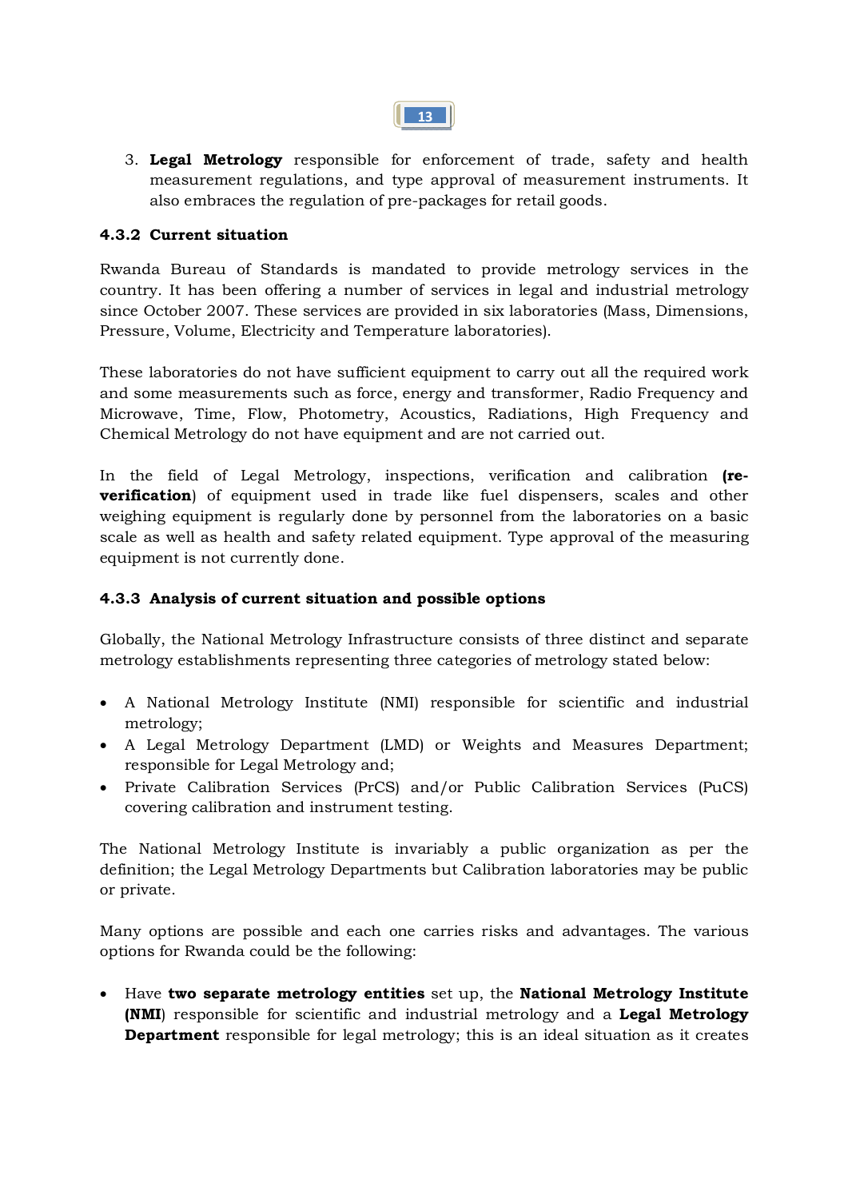3. **Legal Metrology** responsible for enforcement of trade, safety and health measurement regulations, and type approval of measurement instruments. It also embraces the regulation of pre-packages for retail goods.

### 4.3.2 Current situation

Rwanda Bureau of Standards is mandated to provide metrology services in the country. It has been offering a number of services in legal and industrial metrology since October 2007. These services are provided in six laboratories (Mass, Dimensions, Pressure, Volume, Electricity and Temperature laboratories).

These laboratories do not have sufficient equipment to carry out all the required work and some measurements such as force, energy and transformer, Radio Frequency and Microwave, Time, Flow, Photometry, Acoustics, Radiations, High Frequency and Chemical Metrology do not have equipment and are not carried out.

In the field of Legal Metrology, inspections, verification and calibration **(re-verification**) of equipment used in trade like fuel dispensers, scales and other weighing equipment is regularly done by personnel from the laboratories on a basic scale as well as health and safety related equipment. Type approval of the measuring equipment is not currently done.

### 4.3.3 Analysis of current situation and possible options

Globally, the National Metrology Infrastructure consists of three distinct and separate metrology establishments representing three categories of metrology stated below:

- A National Metrology Institute (NMI) responsible for scientific and industrial metrology;
- A Legal Metrology Department (LMD) or Weights and Measures Department; responsible for Legal Metrology and;
- Private Calibration Services (PrCS) and/or Public Calibration Services (PuCS) covering calibration and instrument testing.

The National Metrology Institute is invariably a public organization as per the definition; the Legal Metrology Departments but Calibration laboratories may be public or private.

Many options are possible and each one carries risks and advantages. The various options for Rwanda could be the following:

- Have **two separate metrology entities** set up, the **National Metrology Institute (NMI**) responsible for scientific and industrial metrology and a **Legal Metrology Department** responsible for legal metrology; this is an ideal situation as it creates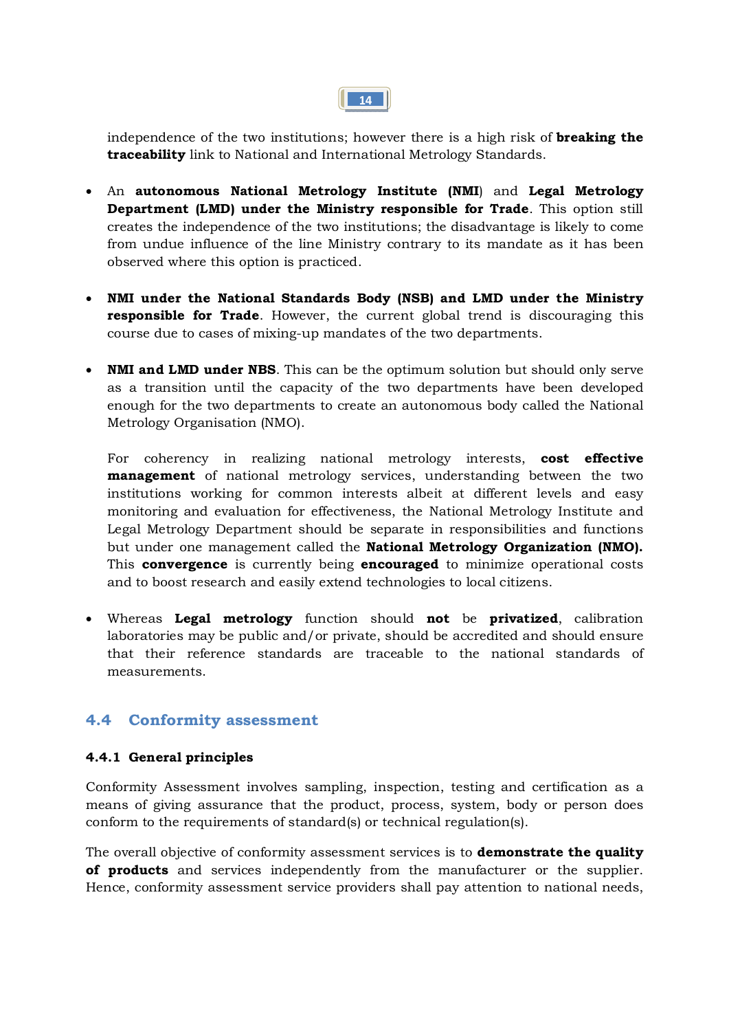independence of the two institutions; however there is a high risk of **breaking the traceability** link to National and International Metrology Standards.

- An **autonomous National Metrology Institute (NMI**) and **Legal Metrology Department (LMD) under the Ministry responsible for Trade**. This option still creates the independence of the two institutions; the disadvantage is likely to come from undue influence of the line Ministry contrary to its mandate as it has been observed where this option is practiced.

- **NMI under the National Standards Body (NSB) and LMD under the Ministry responsible for Trade**. However, the current global trend is discouraging this course due to cases of mixing-up mandates of the two departments.

- **NMI and LMD under NBS**. This can be the optimum solution but should only serve as a transition until the capacity of the two departments have been developed enough for the two departments to create an autonomous body called the National Metrology Organisation (NMO).

  For coherency in realizing national metrology interests, **cost effective management** of national metrology services, understanding between the two institutions working for common interests albeit at different levels and easy monitoring and evaluation for effectiveness, the National Metrology Institute and Legal Metrology Department should be separate in responsibilities and functions but under one management called the **National Metrology Organization (NMO).** This **convergence** is currently being **encouraged** to minimize operational costs and to boost research and easily extend technologies to local citizens.

- Whereas **Legal metrology** function should **not** be **privatized**, calibration laboratories may be public and/or private, should be accredited and should ensure that their reference standards are traceable to the national standards of measurements.

## 4.4 Conformity assessment

### 4.4.1 General principles

Conformity Assessment involves sampling, inspection, testing and certification as a means of giving assurance that the product, process, system, body or person does conform to the requirements of standard(s) or technical regulation(s).

The overall objective of conformity assessment services is to **demonstrate the quality of products** and services independently from the manufacturer or the supplier. Hence, conformity assessment service providers shall pay attention to national needs,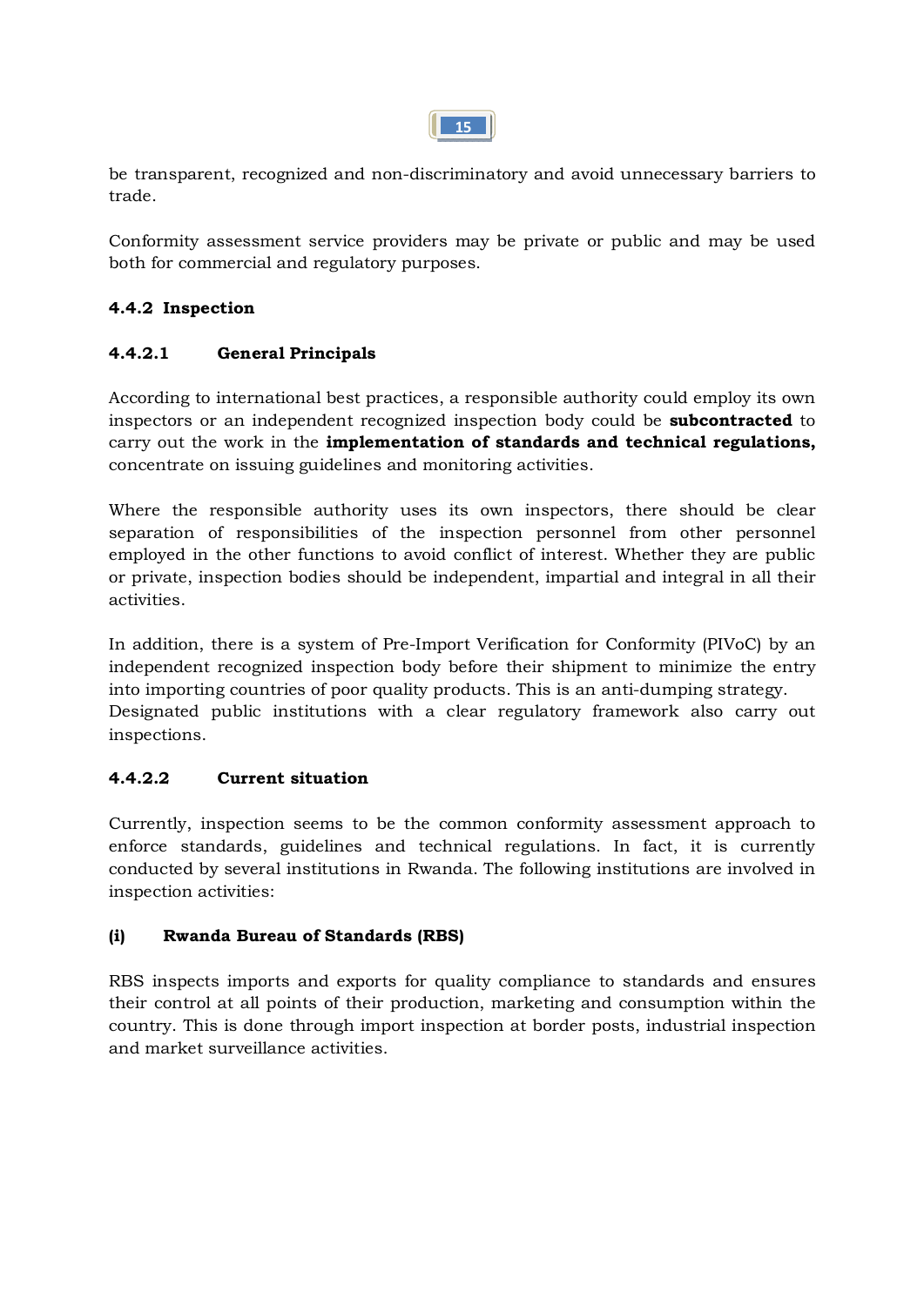be transparent, recognized and non-discriminatory and avoid unnecessary barriers to trade.

Conformity assessment service providers may be private or public and may be used both for commercial and regulatory purposes.

#### 4.4.2 Inspection

##### 4.4.2.1 General Principals

According to international best practices, a responsible authority could employ its own inspectors or an independent recognized inspection body could be **subcontracted** to carry out the work in the **implementation of standards and technical regulations,** concentrate on issuing guidelines and monitoring activities.

Where the responsible authority uses its own inspectors, there should be clear separation of responsibilities of the inspection personnel from other personnel employed in the other functions to avoid conflict of interest. Whether they are public or private, inspection bodies should be independent, impartial and integral in all their activities.

In addition, there is a system of Pre-Import Verification for Conformity (PIVoC) by an independent recognized inspection body before their shipment to minimize the entry into importing countries of poor quality products. This is an anti-dumping strategy. Designated public institutions with a clear regulatory framework also carry out inspections.

##### 4.4.2.2 Current situation

Currently, inspection seems to be the common conformity assessment approach to enforce standards, guidelines and technical regulations. In fact, it is currently conducted by several institutions in Rwanda. The following institutions are involved in inspection activities:

**(i) Rwanda Bureau of Standards (RBS)**

RBS inspects imports and exports for quality compliance to standards and ensures their control at all points of their production, marketing and consumption within the country. This is done through import inspection at border posts, industrial inspection and market surveillance activities.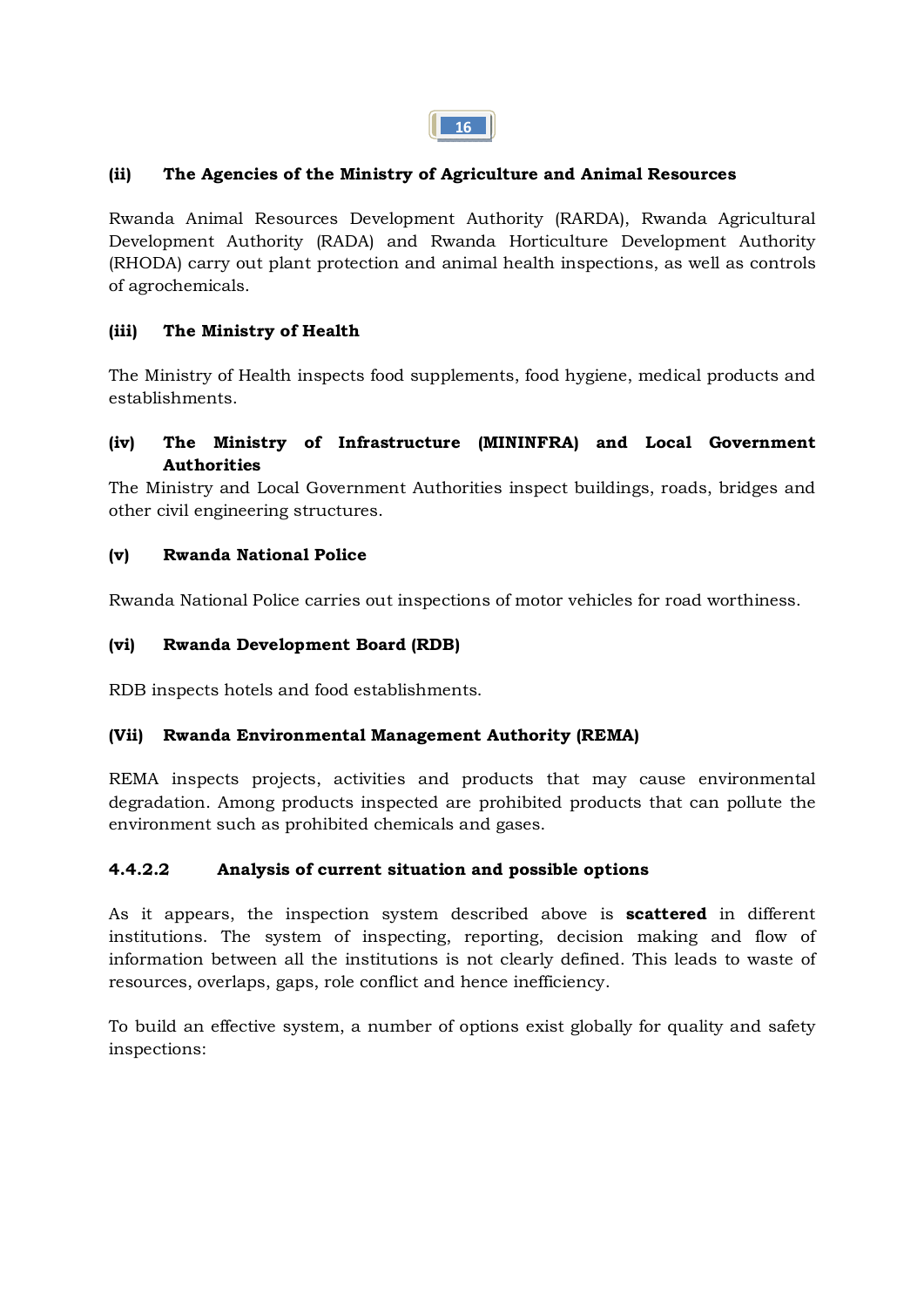**(ii) The Agencies of the Ministry of Agriculture and Animal Resources**

Rwanda Animal Resources Development Authority (RARDA), Rwanda Agricultural Development Authority (RADA) and Rwanda Horticulture Development Authority (RHODA) carry out plant protection and animal health inspections, as well as controls of agrochemicals.

**(iii) The Ministry of Health**

The Ministry of Health inspects food supplements, food hygiene, medical products and establishments.

**(iv) The Ministry of Infrastructure (MININFRA) and Local Government Authorities**

The Ministry and Local Government Authorities inspect buildings, roads, bridges and other civil engineering structures.

**(v) Rwanda National Police**

Rwanda National Police carries out inspections of motor vehicles for road worthiness.

**(vi) Rwanda Development Board (RDB)**

RDB inspects hotels and food establishments.

**(Vii) Rwanda Environmental Management Authority (REMA)**

REMA inspects projects, activities and products that may cause environmental degradation. Among products inspected are prohibited products that can pollute the environment such as prohibited chemicals and gases.

#### 4.4.2.2 Analysis of current situation and possible options

As it appears, the inspection system described above is **scattered** in different institutions. The system of inspecting, reporting, decision making and flow of information between all the institutions is not clearly defined. This leads to waste of resources, overlaps, gaps, role conflict and hence inefficiency.

To build an effective system, a number of options exist globally for quality and safety inspections: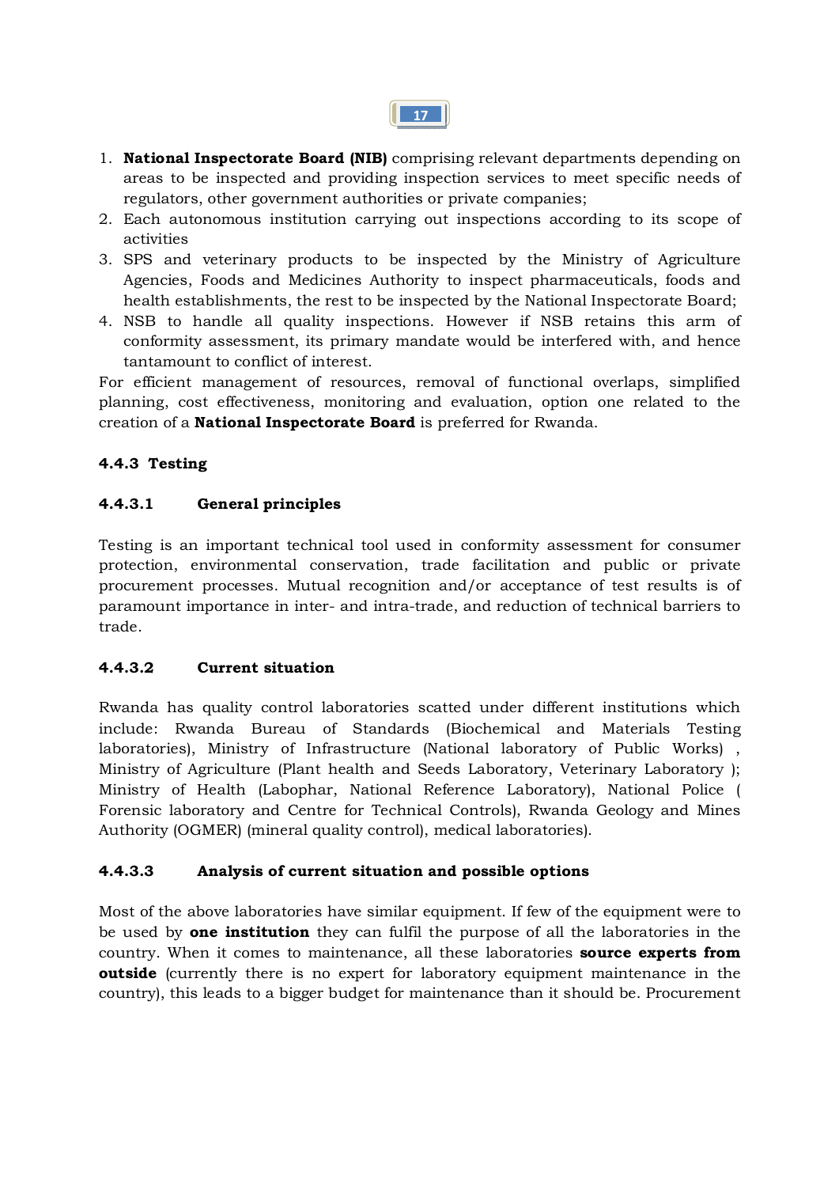1. **National Inspectorate Board (NIB)** comprising relevant departments depending on areas to be inspected and providing inspection services to meet specific needs of regulators, other government authorities or private companies;
2. Each autonomous institution carrying out inspections according to its scope of activities
3. SPS and veterinary products to be inspected by the Ministry of Agriculture Agencies, Foods and Medicines Authority to inspect pharmaceuticals, foods and health establishments, the rest to be inspected by the National Inspectorate Board;
4. NSB to handle all quality inspections. However if NSB retains this arm of conformity assessment, its primary mandate would be interfered with, and hence tantamount to conflict of interest.

For efficient management of resources, removal of functional overlaps, simplified planning, cost effectiveness, monitoring and evaluation, option one related to the creation of a **National Inspectorate Board** is preferred for Rwanda.

### 4.4.3 Testing

#### 4.4.3.1 General principles

Testing is an important technical tool used in conformity assessment for consumer protection, environmental conservation, trade facilitation and public or private procurement processes. Mutual recognition and/or acceptance of test results is of paramount importance in inter- and intra-trade, and reduction of technical barriers to trade.

#### 4.4.3.2 Current situation

Rwanda has quality control laboratories scatted under different institutions which include: Rwanda Bureau of Standards (Biochemical and Materials Testing laboratories), Ministry of Infrastructure (National laboratory of Public Works) , Ministry of Agriculture (Plant health and Seeds Laboratory, Veterinary Laboratory ); Ministry of Health (Labophar, National Reference Laboratory), National Police ( Forensic laboratory and Centre for Technical Controls), Rwanda Geology and Mines Authority (OGMER) (mineral quality control), medical laboratories).

#### 4.4.3.3 Analysis of current situation and possible options

Most of the above laboratories have similar equipment. If few of the equipment were to be used by **one institution** they can fulfil the purpose of all the laboratories in the country. When it comes to maintenance, all these laboratories **source experts from outside** (currently there is no expert for laboratory equipment maintenance in the country), this leads to a bigger budget for maintenance than it should be. Procurement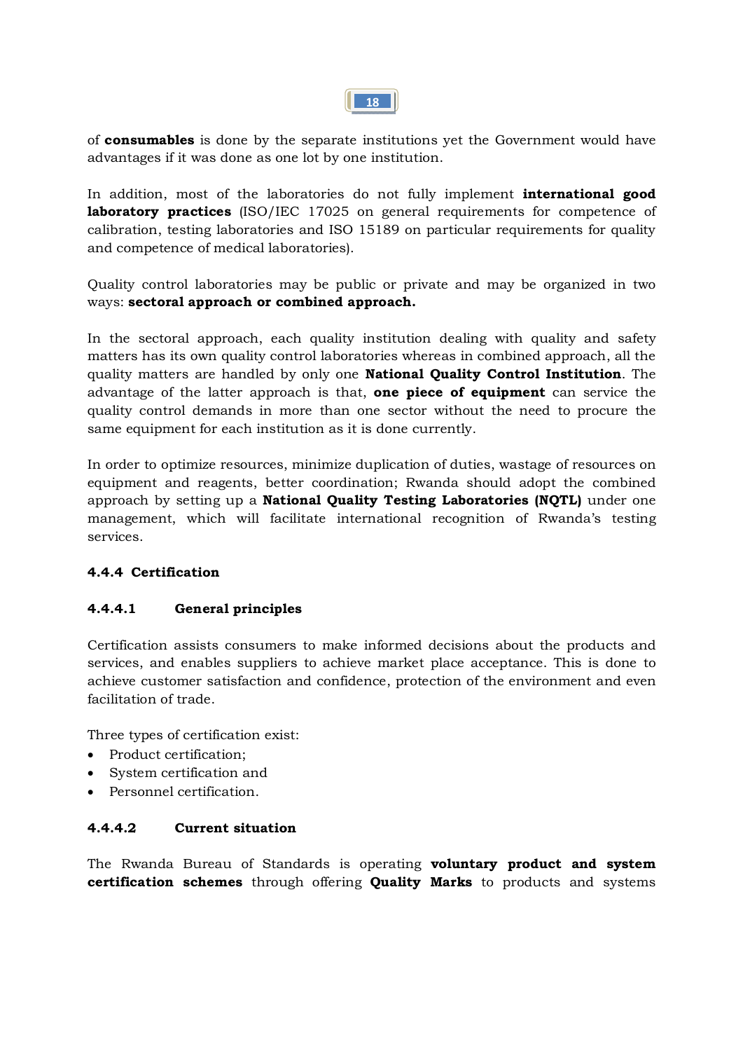of **consumables** is done by the separate institutions yet the Government would have advantages if it was done as one lot by one institution.

In addition, most of the laboratories do not fully implement **international good laboratory practices** (ISO/IEC 17025 on general requirements for competence of calibration, testing laboratories and ISO 15189 on particular requirements for quality and competence of medical laboratories).

Quality control laboratories may be public or private and may be organized in two ways: **sectoral approach or combined approach.**

In the sectoral approach, each quality institution dealing with quality and safety matters has its own quality control laboratories whereas in combined approach, all the quality matters are handled by only one **National Quality Control Institution**. The advantage of the latter approach is that, **one piece of equipment** can service the quality control demands in more than one sector without the need to procure the same equipment for each institution as it is done currently.

In order to optimize resources, minimize duplication of duties, wastage of resources on equipment and reagents, better coordination; Rwanda should adopt the combined approach by setting up a **National Quality Testing Laboratories (NQTL)** under one management, which will facilitate international recognition of Rwanda's testing services.

#### 4.4.4 Certification

##### 4.4.4.1 General principles

Certification assists consumers to make informed decisions about the products and services, and enables suppliers to achieve market place acceptance. This is done to achieve customer satisfaction and confidence, protection of the environment and even facilitation of trade.

Three types of certification exist:

- Product certification;
- System certification and
- Personnel certification.

##### 4.4.4.2 Current situation

The Rwanda Bureau of Standards is operating **voluntary product and system certification schemes** through offering **Quality Marks** to products and systems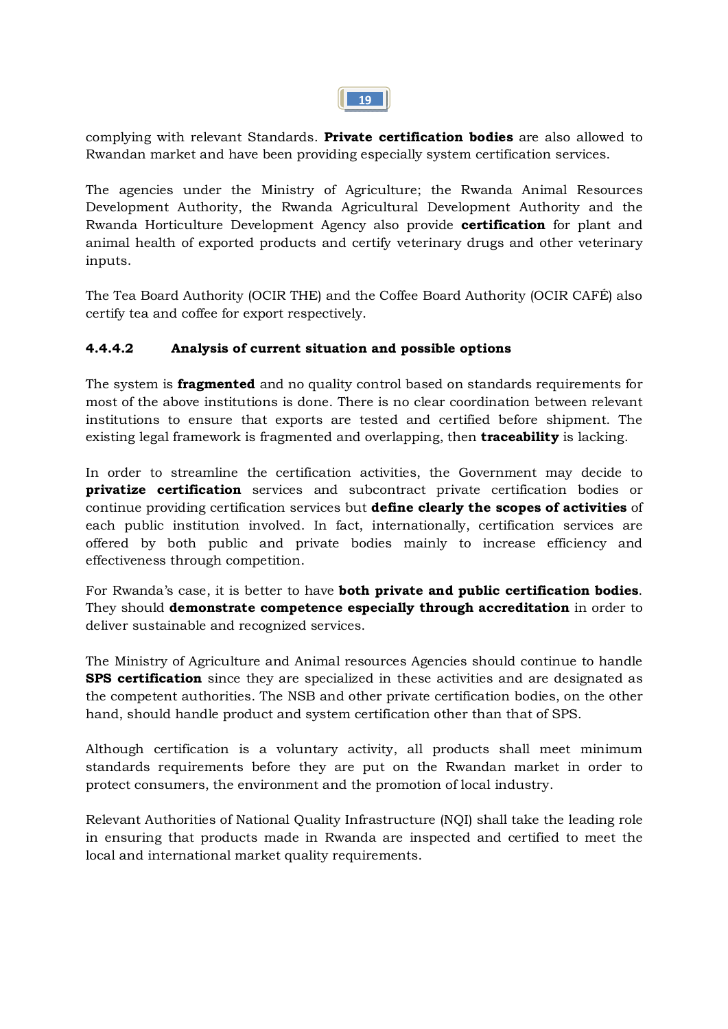complying with relevant Standards. **Private certification bodies** are also allowed to Rwandan market and have been providing especially system certification services.

The agencies under the Ministry of Agriculture; the Rwanda Animal Resources Development Authority, the Rwanda Agricultural Development Authority and the Rwanda Horticulture Development Agency also provide **certification** for plant and animal health of exported products and certify veterinary drugs and other veterinary inputs.

The Tea Board Authority (OCIR THE) and the Coffee Board Authority (OCIR CAFÉ) also certify tea and coffee for export respectively.

#### 4.4.4.2 Analysis of current situation and possible options

The system is **fragmented** and no quality control based on standards requirements for most of the above institutions is done. There is no clear coordination between relevant institutions to ensure that exports are tested and certified before shipment. The existing legal framework is fragmented and overlapping, then **traceability** is lacking.

In order to streamline the certification activities, the Government may decide to **privatize certification** services and subcontract private certification bodies or continue providing certification services but **define clearly the scopes of activities** of each public institution involved. In fact, internationally, certification services are offered by both public and private bodies mainly to increase efficiency and effectiveness through competition.

For Rwanda's case, it is better to have **both private and public certification bodies**. They should **demonstrate competence especially through accreditation** in order to deliver sustainable and recognized services.

The Ministry of Agriculture and Animal resources Agencies should continue to handle **SPS certification** since they are specialized in these activities and are designated as the competent authorities. The NSB and other private certification bodies, on the other hand, should handle product and system certification other than that of SPS.

Although certification is a voluntary activity, all products shall meet minimum standards requirements before they are put on the Rwandan market in order to protect consumers, the environment and the promotion of local industry.

Relevant Authorities of National Quality Infrastructure (NQI) shall take the leading role in ensuring that products made in Rwanda are inspected and certified to meet the local and international market quality requirements.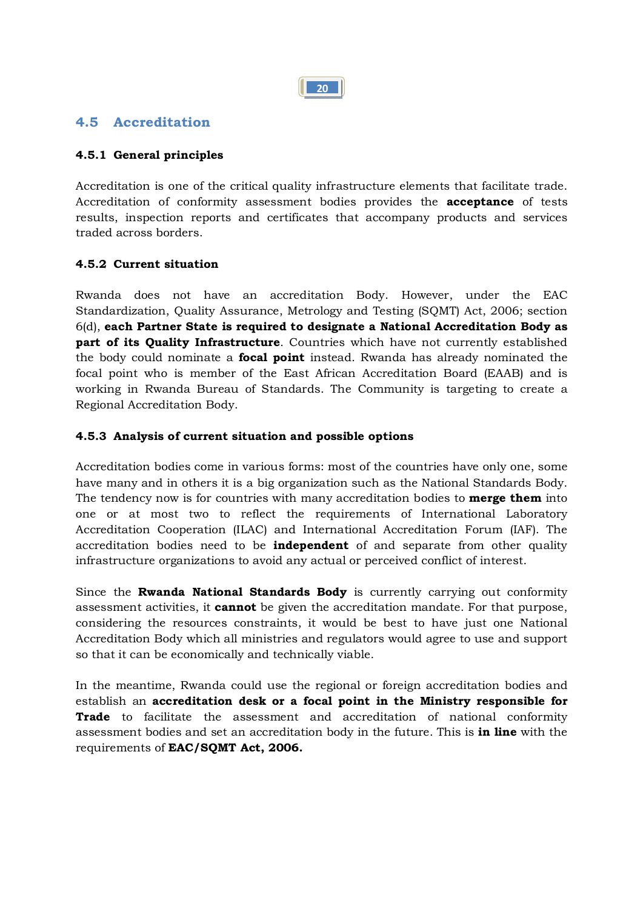## 4.5 Accreditation

### 4.5.1 General principles

Accreditation is one of the critical quality infrastructure elements that facilitate trade. Accreditation of conformity assessment bodies provides the **acceptance** of tests results, inspection reports and certificates that accompany products and services traded across borders.

### 4.5.2 Current situation

Rwanda does not have an accreditation Body. However, under the EAC Standardization, Quality Assurance, Metrology and Testing (SQMT) Act, 2006; section 6(d), **each Partner State is required to designate a National Accreditation Body as part of its Quality Infrastructure**. Countries which have not currently established the body could nominate a **focal point** instead. Rwanda has already nominated the focal point who is member of the East African Accreditation Board (EAAB) and is working in Rwanda Bureau of Standards. The Community is targeting to create a Regional Accreditation Body.

### 4.5.3 Analysis of current situation and possible options

Accreditation bodies come in various forms: most of the countries have only one, some have many and in others it is a big organization such as the National Standards Body. The tendency now is for countries with many accreditation bodies to **merge them** into one or at most two to reflect the requirements of International Laboratory Accreditation Cooperation (ILAC) and International Accreditation Forum (IAF). The accreditation bodies need to be **independent** of and separate from other quality infrastructure organizations to avoid any actual or perceived conflict of interest.

Since the **Rwanda National Standards Body** is currently carrying out conformity assessment activities, it **cannot** be given the accreditation mandate. For that purpose, considering the resources constraints, it would be best to have just one National Accreditation Body which all ministries and regulators would agree to use and support so that it can be economically and technically viable.

In the meantime, Rwanda could use the regional or foreign accreditation bodies and establish an **accreditation desk or a focal point in the Ministry responsible for Trade** to facilitate the assessment and accreditation of national conformity assessment bodies and set an accreditation body in the future. This is **in line** with the requirements of **EAC/SQMT Act, 2006.**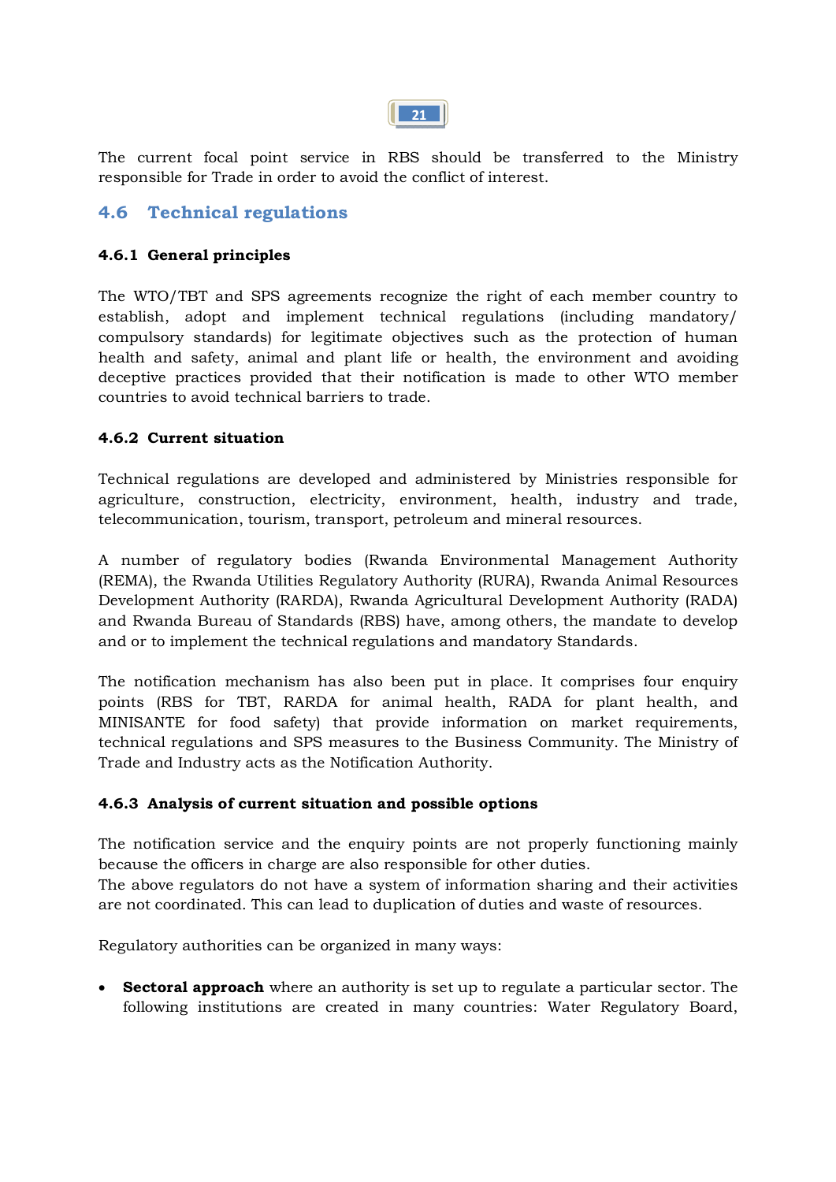The current focal point service in RBS should be transferred to the Ministry responsible for Trade in order to avoid the conflict of interest.

## 4.6 Technical regulations

### 4.6.1 General principles

The WTO/TBT and SPS agreements recognize the right of each member country to establish, adopt and implement technical regulations (including mandatory/ compulsory standards) for legitimate objectives such as the protection of human health and safety, animal and plant life or health, the environment and avoiding deceptive practices provided that their notification is made to other WTO member countries to avoid technical barriers to trade.

### 4.6.2 Current situation

Technical regulations are developed and administered by Ministries responsible for agriculture, construction, electricity, environment, health, industry and trade, telecommunication, tourism, transport, petroleum and mineral resources.

A number of regulatory bodies (Rwanda Environmental Management Authority (REMA), the Rwanda Utilities Regulatory Authority (RURA), Rwanda Animal Resources Development Authority (RARDA), Rwanda Agricultural Development Authority (RADA) and Rwanda Bureau of Standards (RBS) have, among others, the mandate to develop and or to implement the technical regulations and mandatory Standards.

The notification mechanism has also been put in place. It comprises four enquiry points (RBS for TBT, RARDA for animal health, RADA for plant health, and MINISANTE for food safety) that provide information on market requirements, technical regulations and SPS measures to the Business Community. The Ministry of Trade and Industry acts as the Notification Authority.

### 4.6.3 Analysis of current situation and possible options

The notification service and the enquiry points are not properly functioning mainly because the officers in charge are also responsible for other duties.
The above regulators do not have a system of information sharing and their activities are not coordinated. This can lead to duplication of duties and waste of resources.

Regulatory authorities can be organized in many ways:

- **Sectoral approach** where an authority is set up to regulate a particular sector. The following institutions are created in many countries: Water Regulatory Board,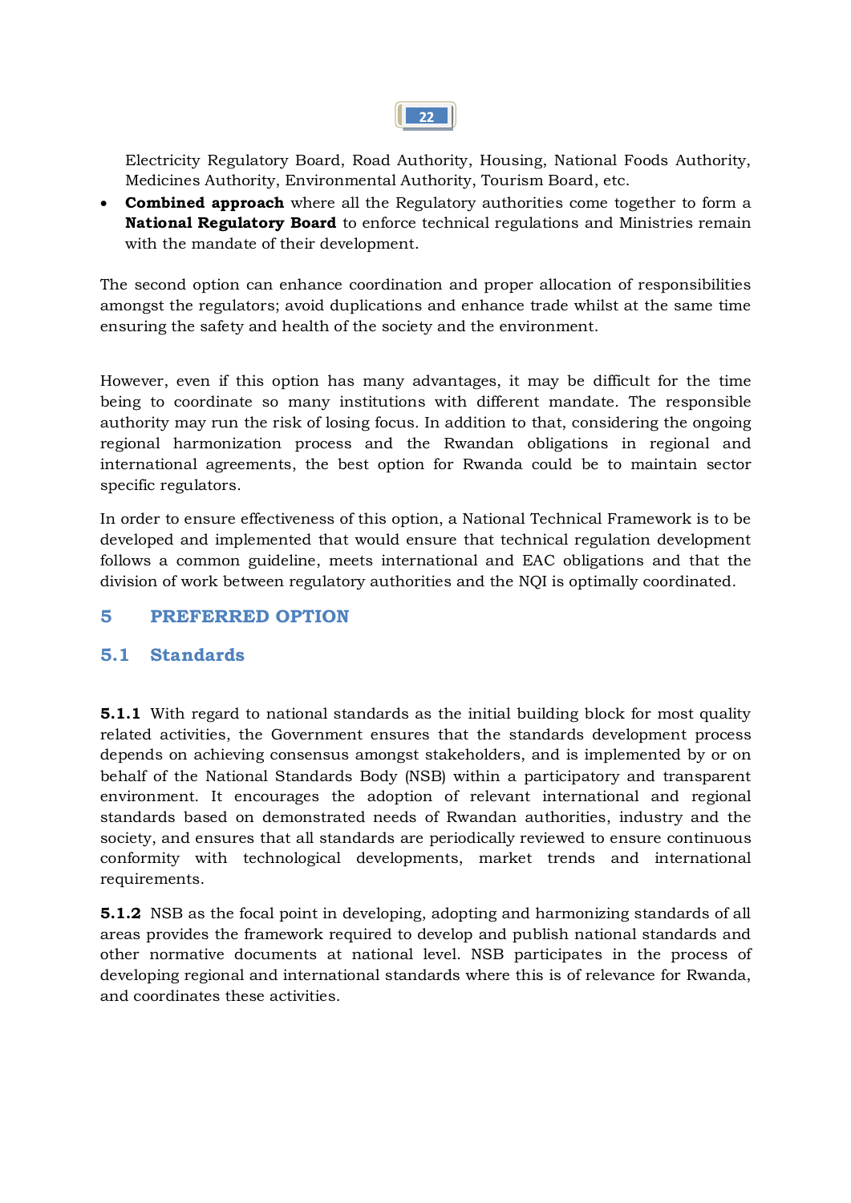Electricity Regulatory Board, Road Authority, Housing, National Foods Authority, Medicines Authority, Environmental Authority, Tourism Board, etc.

- **Combined approach** where all the Regulatory authorities come together to form a **National Regulatory Board** to enforce technical regulations and Ministries remain with the mandate of their development.

The second option can enhance coordination and proper allocation of responsibilities amongst the regulators; avoid duplications and enhance trade whilst at the same time ensuring the safety and health of the society and the environment.

However, even if this option has many advantages, it may be difficult for the time being to coordinate so many institutions with different mandate. The responsible authority may run the risk of losing focus. In addition to that, considering the ongoing regional harmonization process and the Rwandan obligations in regional and international agreements, the best option for Rwanda could be to maintain sector specific regulators.

In order to ensure effectiveness of this option, a National Technical Framework is to be developed and implemented that would ensure that technical regulation development follows a common guideline, meets international and EAC obligations and that the division of work between regulatory authorities and the NQI is optimally coordinated.

# 5 PREFERRED OPTION

## 5.1 Standards

**5.1.1** With regard to national standards as the initial building block for most quality related activities, the Government ensures that the standards development process depends on achieving consensus amongst stakeholders, and is implemented by or on behalf of the National Standards Body (NSB) within a participatory and transparent environment. It encourages the adoption of relevant international and regional standards based on demonstrated needs of Rwandan authorities, industry and the society, and ensures that all standards are periodically reviewed to ensure continuous conformity with technological developments, market trends and international requirements.

**5.1.2** NSB as the focal point in developing, adopting and harmonizing standards of all areas provides the framework required to develop and publish national standards and other normative documents at national level. NSB participates in the process of developing regional and international standards where this is of relevance for Rwanda, and coordinates these activities.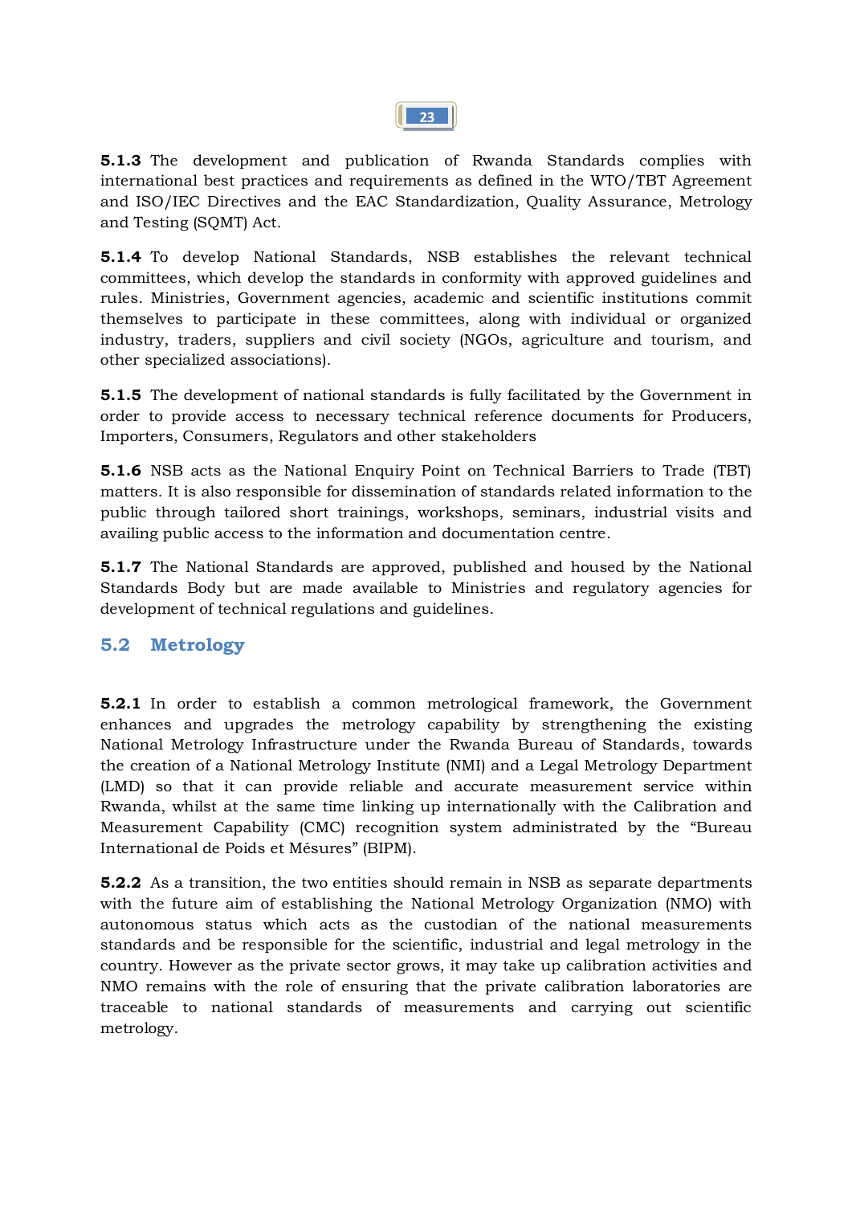**5.1.3** The development and publication of Rwanda Standards complies with international best practices and requirements as defined in the WTO/TBT Agreement and ISO/IEC Directives and the EAC Standardization, Quality Assurance, Metrology and Testing (SQMT) Act.

**5.1.4** To develop National Standards, NSB establishes the relevant technical committees, which develop the standards in conformity with approved guidelines and rules. Ministries, Government agencies, academic and scientific institutions commit themselves to participate in these committees, along with individual or organized industry, traders, suppliers and civil society (NGOs, agriculture and tourism, and other specialized associations).

**5.1.5** The development of national standards is fully facilitated by the Government in order to provide access to necessary technical reference documents for Producers, Importers, Consumers, Regulators and other stakeholders

**5.1.6** NSB acts as the National Enquiry Point on Technical Barriers to Trade (TBT) matters. It is also responsible for dissemination of standards related information to the public through tailored short trainings, workshops, seminars, industrial visits and availing public access to the information and documentation centre.

**5.1.7** The National Standards are approved, published and housed by the National Standards Body but are made available to Ministries and regulatory agencies for development of technical regulations and guidelines.

## 5.2 Metrology

**5.2.1** In order to establish a common metrological framework, the Government enhances and upgrades the metrology capability by strengthening the existing National Metrology Infrastructure under the Rwanda Bureau of Standards, towards the creation of a National Metrology Institute (NMI) and a Legal Metrology Department (LMD) so that it can provide reliable and accurate measurement service within Rwanda, whilst at the same time linking up internationally with the Calibration and Measurement Capability (CMC) recognition system administrated by the "Bureau International de Poids et Mésures" (BIPM).

**5.2.2** As a transition, the two entities should remain in NSB as separate departments with the future aim of establishing the National Metrology Organization (NMO) with autonomous status which acts as the custodian of the national measurements standards and be responsible for the scientific, industrial and legal metrology in the country. However as the private sector grows, it may take up calibration activities and NMO remains with the role of ensuring that the private calibration laboratories are traceable to national standards of measurements and carrying out scientific metrology.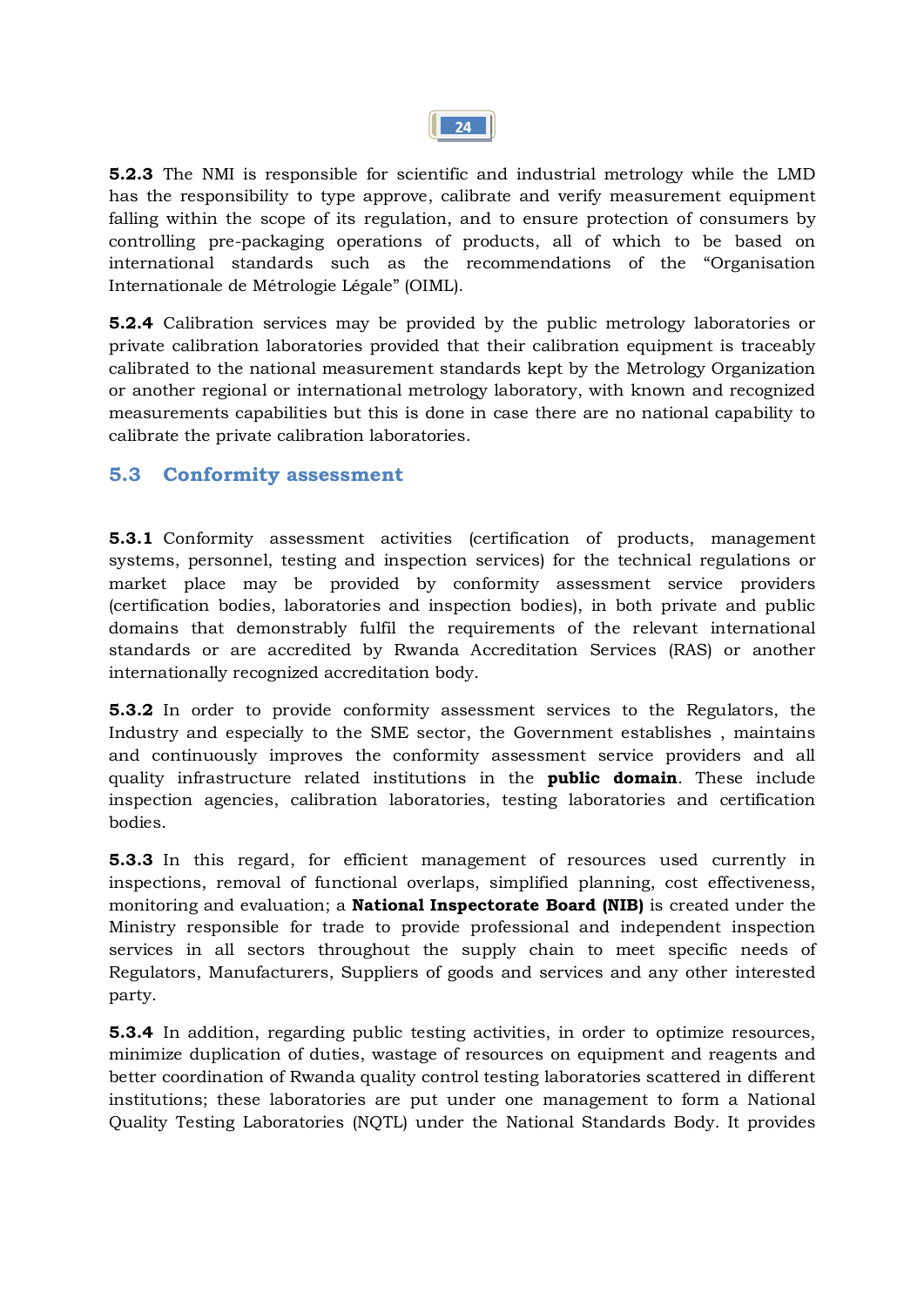**5.2.3** The NMI is responsible for scientific and industrial metrology while the LMD has the responsibility to type approve, calibrate and verify measurement equipment falling within the scope of its regulation, and to ensure protection of consumers by controlling pre-packaging operations of products, all of which to be based on international standards such as the recommendations of the "Organisation Internationale de Métrologie Légale" (OIML).

**5.2.4** Calibration services may be provided by the public metrology laboratories or private calibration laboratories provided that their calibration equipment is traceably calibrated to the national measurement standards kept by the Metrology Organization or another regional or international metrology laboratory, with known and recognized measurements capabilities but this is done in case there are no national capability to calibrate the private calibration laboratories.

## 5.3 Conformity assessment

**5.3.1** Conformity assessment activities (certification of products, management systems, personnel, testing and inspection services) for the technical regulations or market place may be provided by conformity assessment service providers (certification bodies, laboratories and inspection bodies), in both private and public domains that demonstrably fulfil the requirements of the relevant international standards or are accredited by Rwanda Accreditation Services (RAS) or another internationally recognized accreditation body.

**5.3.2** In order to provide conformity assessment services to the Regulators, the Industry and especially to the SME sector, the Government establishes , maintains and continuously improves the conformity assessment service providers and all quality infrastructure related institutions in the **public domain**. These include inspection agencies, calibration laboratories, testing laboratories and certification bodies.

**5.3.3** In this regard, for efficient management of resources used currently in inspections, removal of functional overlaps, simplified planning, cost effectiveness, monitoring and evaluation; a **National Inspectorate Board (NIB)** is created under the Ministry responsible for trade to provide professional and independent inspection services in all sectors throughout the supply chain to meet specific needs of Regulators, Manufacturers, Suppliers of goods and services and any other interested party.

**5.3.4** In addition, regarding public testing activities, in order to optimize resources, minimize duplication of duties, wastage of resources on equipment and reagents and better coordination of Rwanda quality control testing laboratories scattered in different institutions; these laboratories are put under one management to form a National Quality Testing Laboratories (NQTL) under the National Standards Body. It provides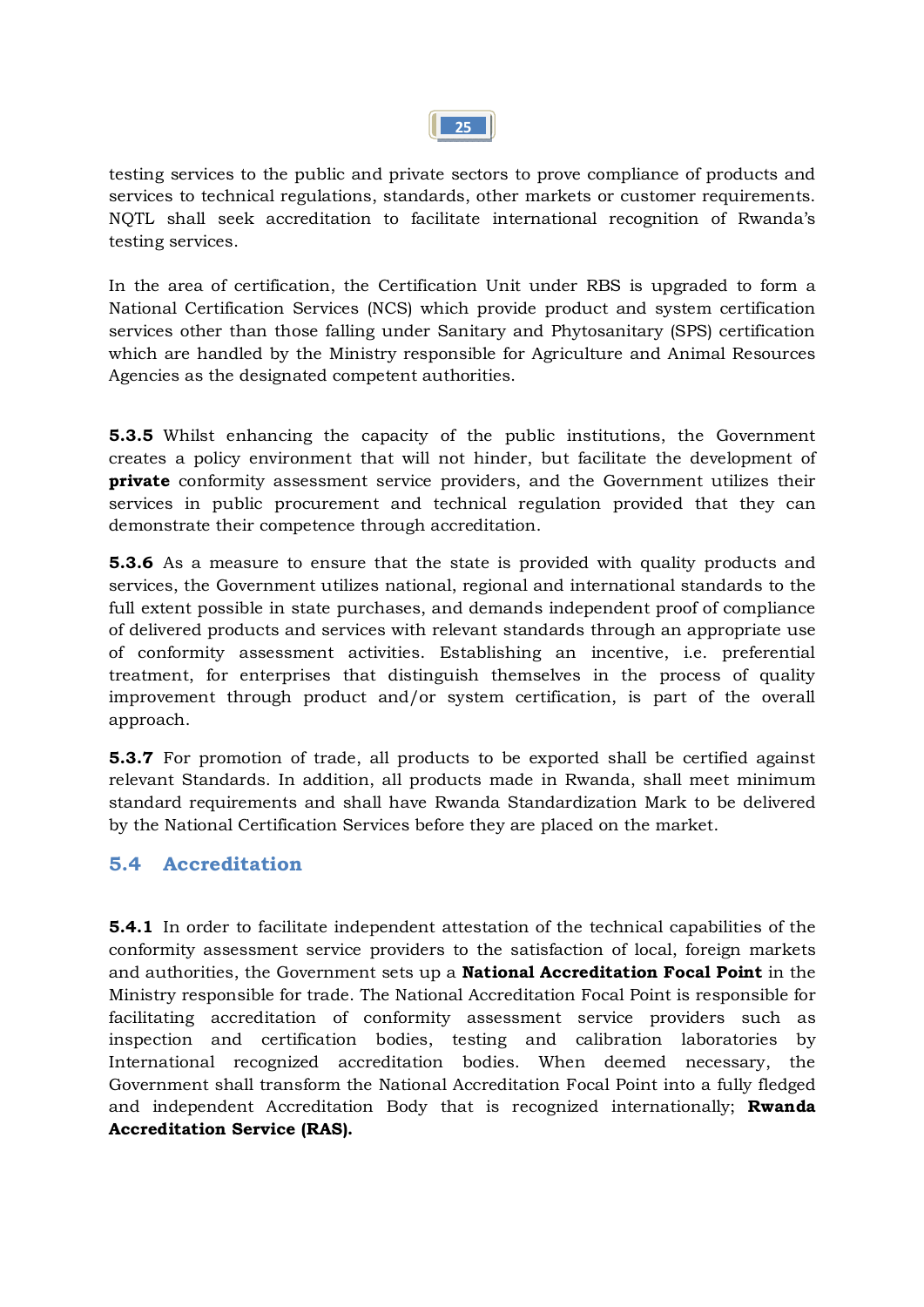testing services to the public and private sectors to prove compliance of products and services to technical regulations, standards, other markets or customer requirements. NQTL shall seek accreditation to facilitate international recognition of Rwanda's testing services.

In the area of certification, the Certification Unit under RBS is upgraded to form a National Certification Services (NCS) which provide product and system certification services other than those falling under Sanitary and Phytosanitary (SPS) certification which are handled by the Ministry responsible for Agriculture and Animal Resources Agencies as the designated competent authorities.

**5.3.5** Whilst enhancing the capacity of the public institutions, the Government creates a policy environment that will not hinder, but facilitate the development of **private** conformity assessment service providers, and the Government utilizes their services in public procurement and technical regulation provided that they can demonstrate their competence through accreditation.

**5.3.6** As a measure to ensure that the state is provided with quality products and services, the Government utilizes national, regional and international standards to the full extent possible in state purchases, and demands independent proof of compliance of delivered products and services with relevant standards through an appropriate use of conformity assessment activities. Establishing an incentive, i.e. preferential treatment, for enterprises that distinguish themselves in the process of quality improvement through product and/or system certification, is part of the overall approach.

**5.3.7** For promotion of trade, all products to be exported shall be certified against relevant Standards. In addition, all products made in Rwanda, shall meet minimum standard requirements and shall have Rwanda Standardization Mark to be delivered by the National Certification Services before they are placed on the market.

## 5.4 Accreditation

**5.4.1** In order to facilitate independent attestation of the technical capabilities of the conformity assessment service providers to the satisfaction of local, foreign markets and authorities, the Government sets up a **National Accreditation Focal Point** in the Ministry responsible for trade. The National Accreditation Focal Point is responsible for facilitating accreditation of conformity assessment service providers such as inspection and certification bodies, testing and calibration laboratories by International recognized accreditation bodies. When deemed necessary, the Government shall transform the National Accreditation Focal Point into a fully fledged and independent Accreditation Body that is recognized internationally; **Rwanda Accreditation Service (RAS).**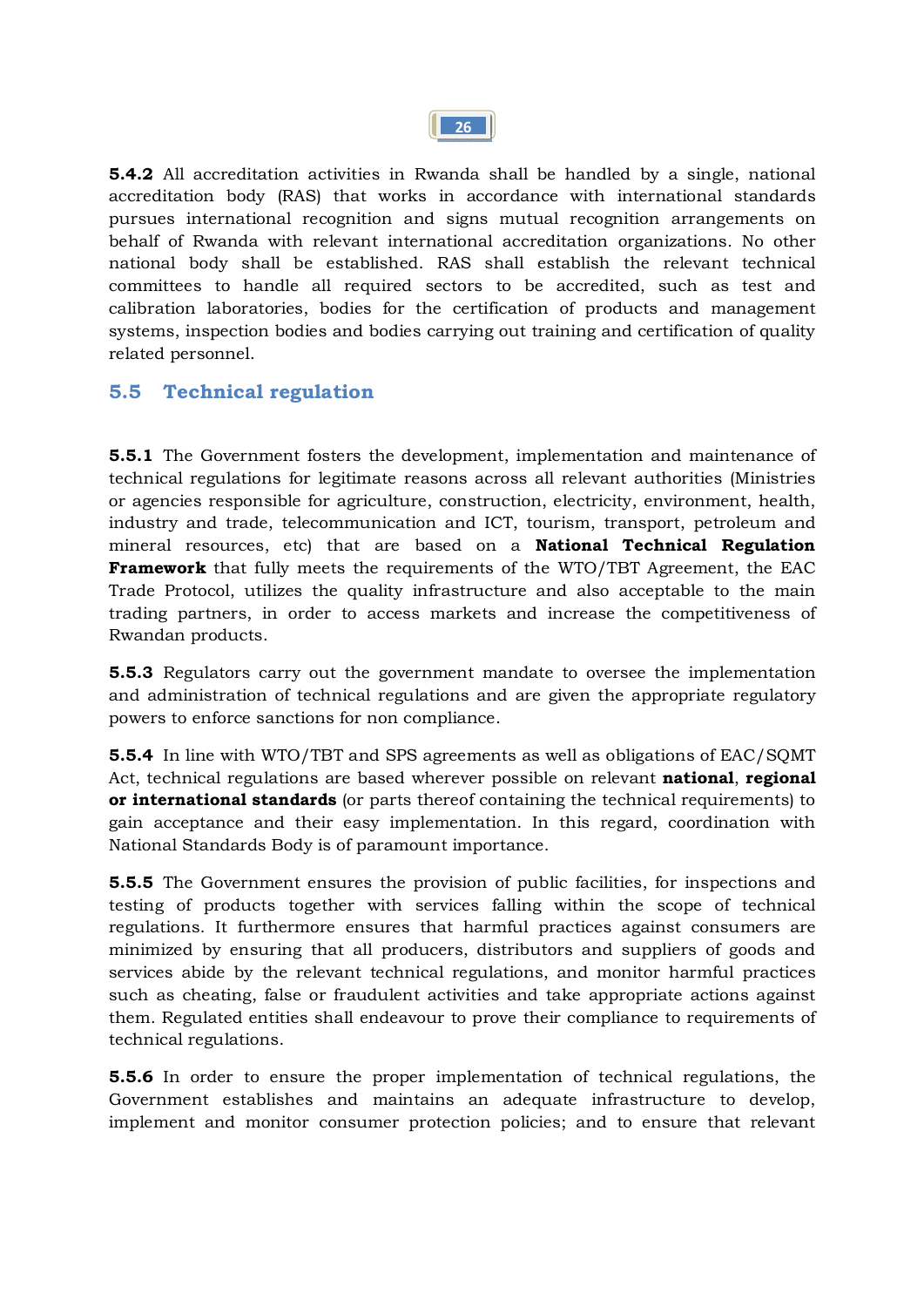**5.4.2** All accreditation activities in Rwanda shall be handled by a single, national accreditation body (RAS) that works in accordance with international standards pursues international recognition and signs mutual recognition arrangements on behalf of Rwanda with relevant international accreditation organizations. No other national body shall be established. RAS shall establish the relevant technical committees to handle all required sectors to be accredited, such as test and calibration laboratories, bodies for the certification of products and management systems, inspection bodies and bodies carrying out training and certification of quality related personnel.

## 5.5 Technical regulation

**5.5.1** The Government fosters the development, implementation and maintenance of technical regulations for legitimate reasons across all relevant authorities (Ministries or agencies responsible for agriculture, construction, electricity, environment, health, industry and trade, telecommunication and ICT, tourism, transport, petroleum and mineral resources, etc) that are based on a **National Technical Regulation Framework** that fully meets the requirements of the WTO/TBT Agreement, the EAC Trade Protocol, utilizes the quality infrastructure and also acceptable to the main trading partners, in order to access markets and increase the competitiveness of Rwandan products.

**5.5.3** Regulators carry out the government mandate to oversee the implementation and administration of technical regulations and are given the appropriate regulatory powers to enforce sanctions for non compliance.

**5.5.4** In line with WTO/TBT and SPS agreements as well as obligations of EAC/SQMT Act, technical regulations are based wherever possible on relevant **national**, **regional or international standards** (or parts thereof containing the technical requirements) to gain acceptance and their easy implementation. In this regard, coordination with National Standards Body is of paramount importance.

**5.5.5** The Government ensures the provision of public facilities, for inspections and testing of products together with services falling within the scope of technical regulations. It furthermore ensures that harmful practices against consumers are minimized by ensuring that all producers, distributors and suppliers of goods and services abide by the relevant technical regulations, and monitor harmful practices such as cheating, false or fraudulent activities and take appropriate actions against them. Regulated entities shall endeavour to prove their compliance to requirements of technical regulations.

**5.5.6** In order to ensure the proper implementation of technical regulations, the Government establishes and maintains an adequate infrastructure to develop, implement and monitor consumer protection policies; and to ensure that relevant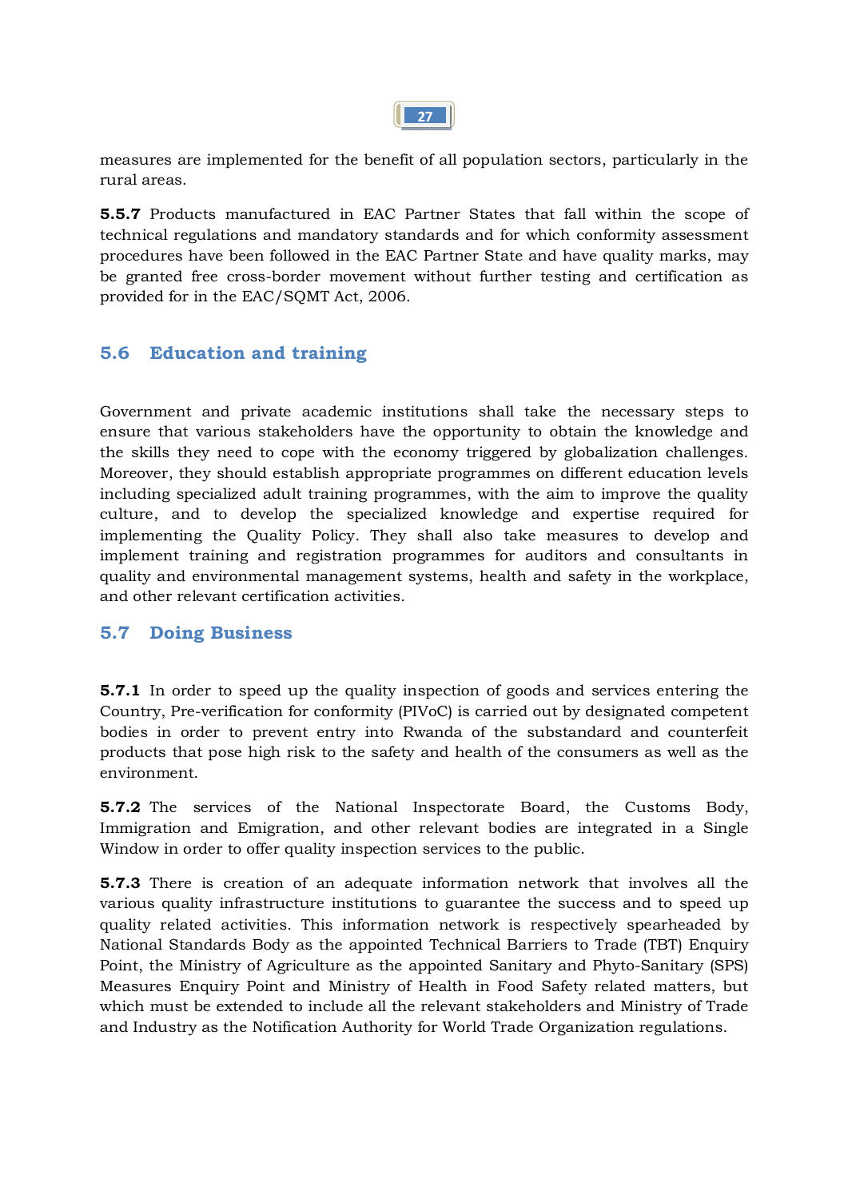measures are implemented for the benefit of all population sectors, particularly in the rural areas.

**5.5.7** Products manufactured in EAC Partner States that fall within the scope of technical regulations and mandatory standards and for which conformity assessment procedures have been followed in the EAC Partner State and have quality marks, may be granted free cross-border movement without further testing and certification as provided for in the EAC/SQMT Act, 2006.

## 5.6 Education and training

Government and private academic institutions shall take the necessary steps to ensure that various stakeholders have the opportunity to obtain the knowledge and the skills they need to cope with the economy triggered by globalization challenges. Moreover, they should establish appropriate programmes on different education levels including specialized adult training programmes, with the aim to improve the quality culture, and to develop the specialized knowledge and expertise required for implementing the Quality Policy. They shall also take measures to develop and implement training and registration programmes for auditors and consultants in quality and environmental management systems, health and safety in the workplace, and other relevant certification activities.

## 5.7 Doing Business

**5.7.1** In order to speed up the quality inspection of goods and services entering the Country, Pre-verification for conformity (PIVoC) is carried out by designated competent bodies in order to prevent entry into Rwanda of the substandard and counterfeit products that pose high risk to the safety and health of the consumers as well as the environment.

**5.7.2** The services of the National Inspectorate Board, the Customs Body, Immigration and Emigration, and other relevant bodies are integrated in a Single Window in order to offer quality inspection services to the public.

**5.7.3** There is creation of an adequate information network that involves all the various quality infrastructure institutions to guarantee the success and to speed up quality related activities. This information network is respectively spearheaded by National Standards Body as the appointed Technical Barriers to Trade (TBT) Enquiry Point, the Ministry of Agriculture as the appointed Sanitary and Phyto-Sanitary (SPS) Measures Enquiry Point and Ministry of Health in Food Safety related matters, but which must be extended to include all the relevant stakeholders and Ministry of Trade and Industry as the Notification Authority for World Trade Organization regulations.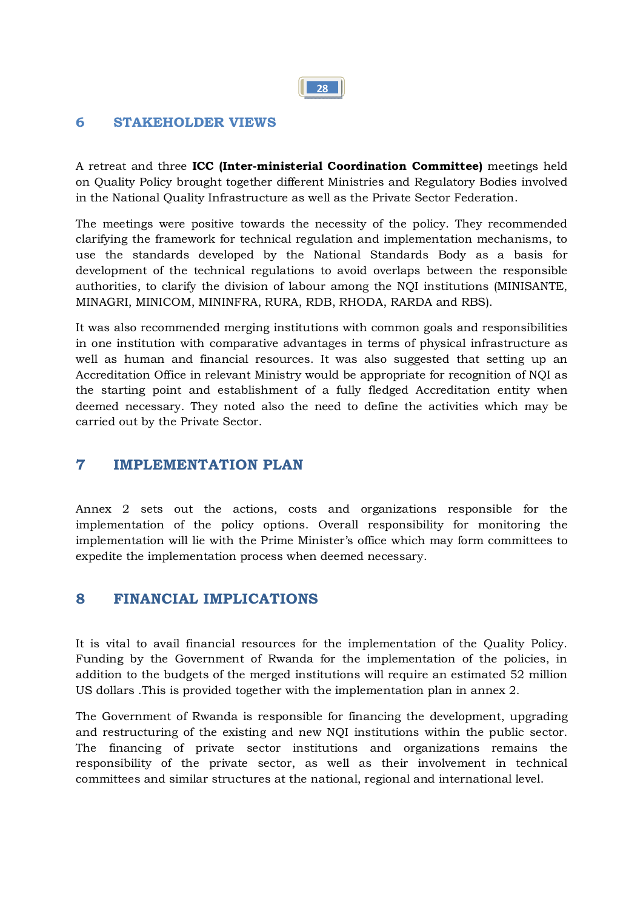# 6 STAKEHOLDER VIEWS

A retreat and three **ICC (Inter-ministerial Coordination Committee)** meetings held on Quality Policy brought together different Ministries and Regulatory Bodies involved in the National Quality Infrastructure as well as the Private Sector Federation.

The meetings were positive towards the necessity of the policy. They recommended clarifying the framework for technical regulation and implementation mechanisms, to use the standards developed by the National Standards Body as a basis for development of the technical regulations to avoid overlaps between the responsible authorities, to clarify the division of labour among the NQI institutions (MINISANTE, MINAGRI, MINICOM, MININFRA, RURA, RDB, RHODA, RARDA and RBS).

It was also recommended merging institutions with common goals and responsibilities in one institution with comparative advantages in terms of physical infrastructure as well as human and financial resources. It was also suggested that setting up an Accreditation Office in relevant Ministry would be appropriate for recognition of NQI as the starting point and establishment of a fully fledged Accreditation entity when deemed necessary. They noted also the need to define the activities which may be carried out by the Private Sector.

# 7 IMPLEMENTATION PLAN

Annex 2 sets out the actions, costs and organizations responsible for the implementation of the policy options. Overall responsibility for monitoring the implementation will lie with the Prime Minister's office which may form committees to expedite the implementation process when deemed necessary.

# 8 FINANCIAL IMPLICATIONS

It is vital to avail financial resources for the implementation of the Quality Policy. Funding by the Government of Rwanda for the implementation of the policies, in addition to the budgets of the merged institutions will require an estimated 52 million US dollars .This is provided together with the implementation plan in annex 2.

The Government of Rwanda is responsible for financing the development, upgrading and restructuring of the existing and new NQI institutions within the public sector. The financing of private sector institutions and organizations remains the responsibility of the private sector, as well as their involvement in technical committees and similar structures at the national, regional and international level.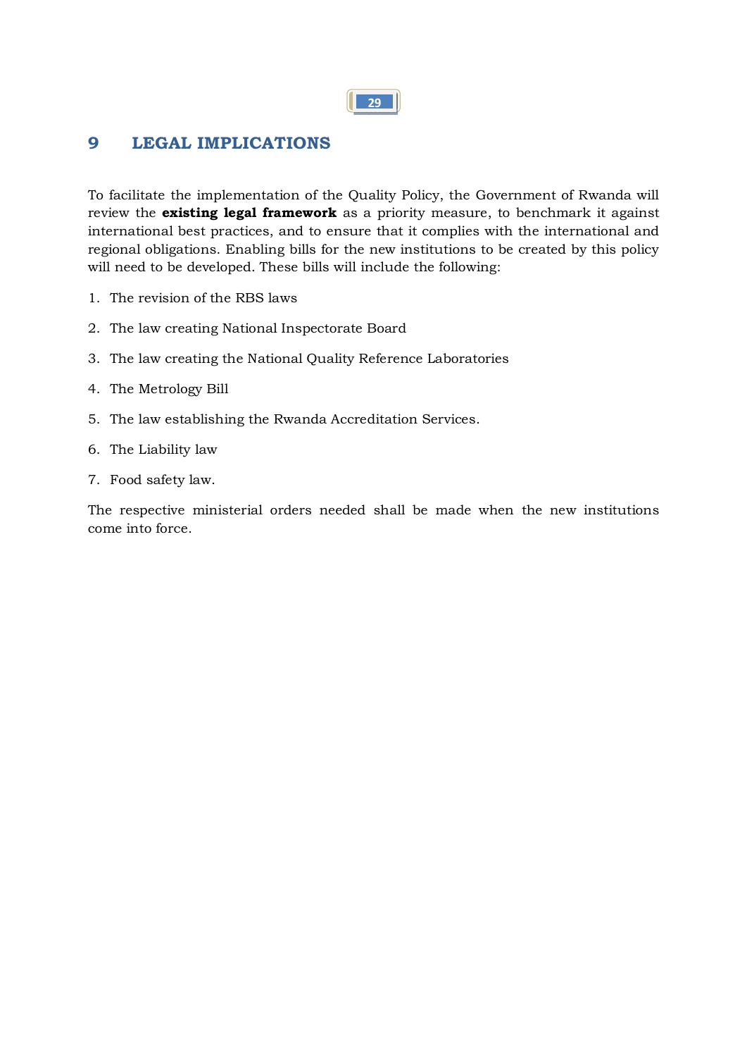# 9 LEGAL IMPLICATIONS

To facilitate the implementation of the Quality Policy, the Government of Rwanda will review the **existing legal framework** as a priority measure, to benchmark it against international best practices, and to ensure that it complies with the international and regional obligations. Enabling bills for the new institutions to be created by this policy will need to be developed. These bills will include the following:

1. The revision of the RBS laws
2. The law creating National Inspectorate Board
3. The law creating the National Quality Reference Laboratories
4. The Metrology Bill
5. The law establishing the Rwanda Accreditation Services.
6. The Liability law
7. Food safety law.

The respective ministerial orders needed shall be made when the new institutions come into force.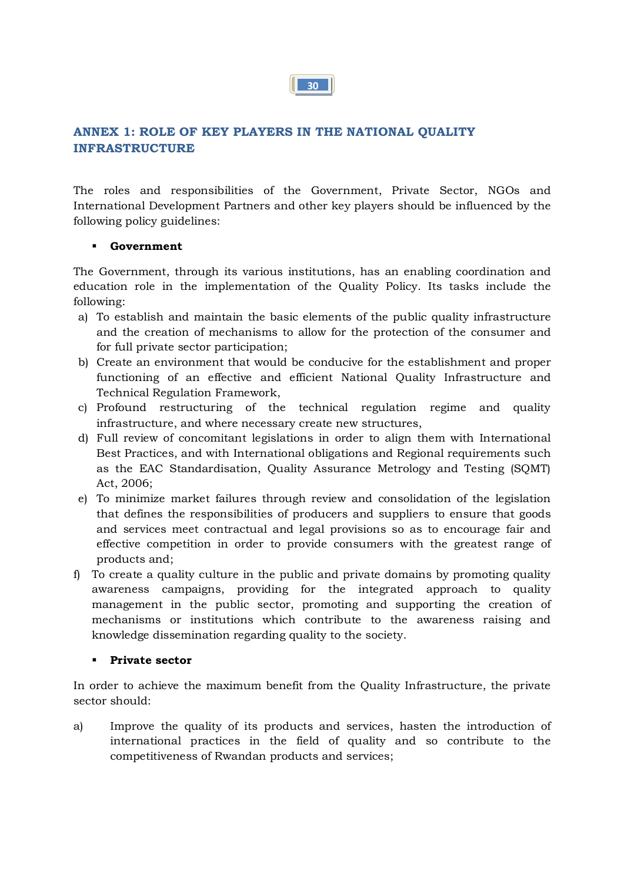## ANNEX 1: ROLE OF KEY PLAYERS IN THE NATIONAL QUALITY INFRASTRUCTURE

The roles and responsibilities of the Government, Private Sector, NGOs and International Development Partners and other key players should be influenced by the following policy guidelines:

- **Government**

The Government, through its various institutions, has an enabling coordination and education role in the implementation of the Quality Policy. Its tasks include the following:

a) To establish and maintain the basic elements of the public quality infrastructure and the creation of mechanisms to allow for the protection of the consumer and for full private sector participation;
b) Create an environment that would be conducive for the establishment and proper functioning of an effective and efficient National Quality Infrastructure and Technical Regulation Framework,
c) Profound restructuring of the technical regulation regime and quality infrastructure, and where necessary create new structures,
d) Full review of concomitant legislations in order to align them with International Best Practices, and with International obligations and Regional requirements such as the EAC Standardisation, Quality Assurance Metrology and Testing (SQMT) Act, 2006;
e) To minimize market failures through review and consolidation of the legislation that defines the responsibilities of producers and suppliers to ensure that goods and services meet contractual and legal provisions so as to encourage fair and effective competition in order to provide consumers with the greatest range of products and;
f) To create a quality culture in the public and private domains by promoting quality awareness campaigns, providing for the integrated approach to quality management in the public sector, promoting and supporting the creation of mechanisms or institutions which contribute to the awareness raising and knowledge dissemination regarding quality to the society.

- **Private sector**

In order to achieve the maximum benefit from the Quality Infrastructure, the private sector should:

a) Improve the quality of its products and services, hasten the introduction of international practices in the field of quality and so contribute to the competitiveness of Rwandan products and services;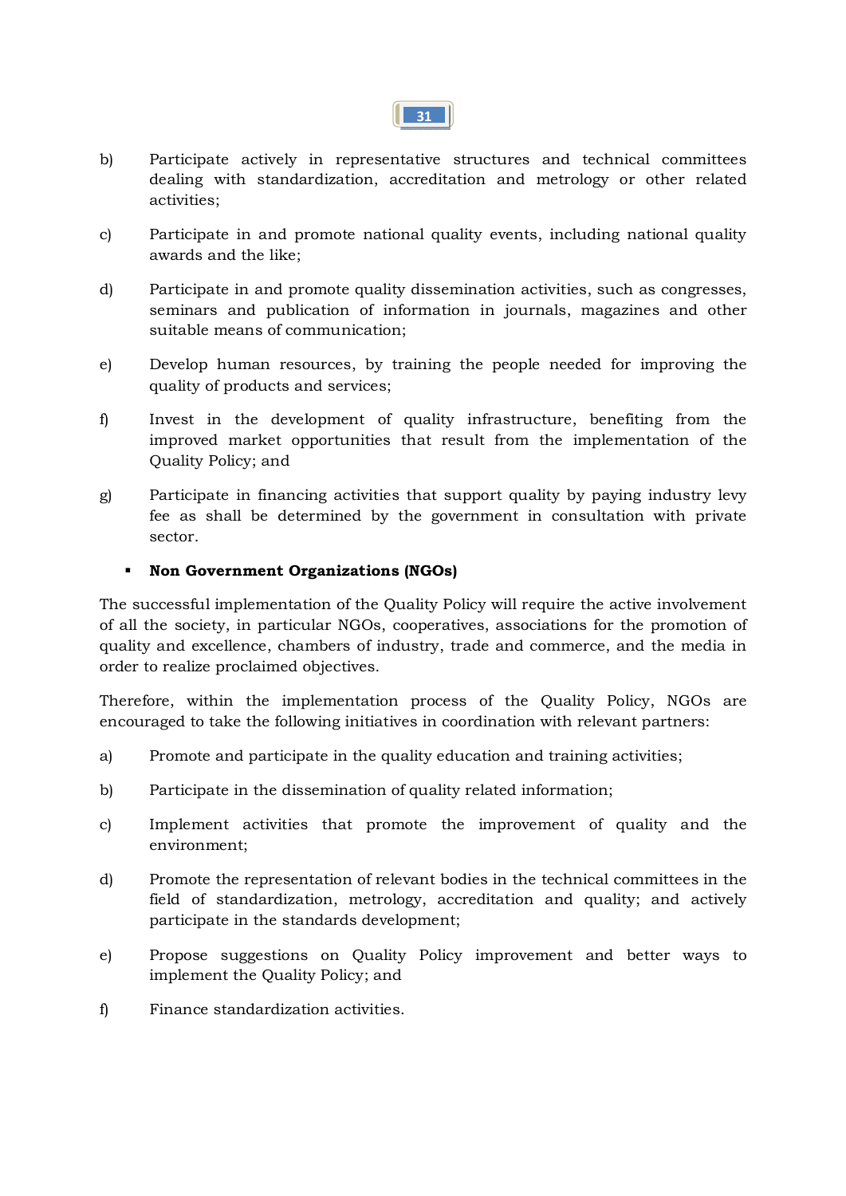b) Participate actively in representative structures and technical committees dealing with standardization, accreditation and metrology or other related activities;

c) Participate in and promote national quality events, including national quality awards and the like;

d) Participate in and promote quality dissemination activities, such as congresses, seminars and publication of information in journals, magazines and other suitable means of communication;

e) Develop human resources, by training the people needed for improving the quality of products and services;

f) Invest in the development of quality infrastructure, benefiting from the improved market opportunities that result from the implementation of the Quality Policy; and

g) Participate in financing activities that support quality by paying industry levy fee as shall be determined by the government in consultation with private sector.

- **Non Government Organizations (NGOs)**

The successful implementation of the Quality Policy will require the active involvement of all the society, in particular NGOs, cooperatives, associations for the promotion of quality and excellence, chambers of industry, trade and commerce, and the media in order to realize proclaimed objectives.

Therefore, within the implementation process of the Quality Policy, NGOs are encouraged to take the following initiatives in coordination with relevant partners:

a) Promote and participate in the quality education and training activities;

b) Participate in the dissemination of quality related information;

c) Implement activities that promote the improvement of quality and the environment;

d) Promote the representation of relevant bodies in the technical committees in the field of standardization, metrology, accreditation and quality; and actively participate in the standards development;

e) Propose suggestions on Quality Policy improvement and better ways to implement the Quality Policy; and

f) Finance standardization activities.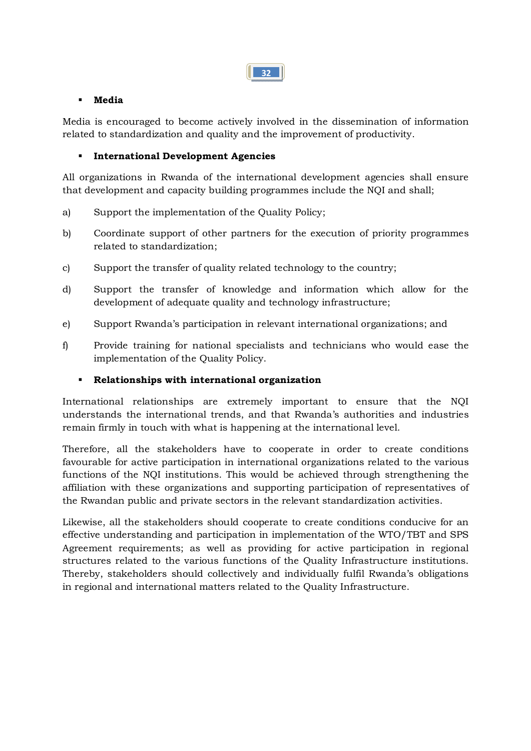- **Media**

Media is encouraged to become actively involved in the dissemination of information related to standardization and quality and the improvement of productivity.

- **International Development Agencies**

All organizations in Rwanda of the international development agencies shall ensure that development and capacity building programmes include the NQI and shall;

a) Support the implementation of the Quality Policy;

b) Coordinate support of other partners for the execution of priority programmes related to standardization;

c) Support the transfer of quality related technology to the country;

d) Support the transfer of knowledge and information which allow for the development of adequate quality and technology infrastructure;

e) Support Rwanda's participation in relevant international organizations; and

f) Provide training for national specialists and technicians who would ease the implementation of the Quality Policy.

- **Relationships with international organization**

International relationships are extremely important to ensure that the NQI understands the international trends, and that Rwanda's authorities and industries remain firmly in touch with what is happening at the international level.

Therefore, all the stakeholders have to cooperate in order to create conditions favourable for active participation in international organizations related to the various functions of the NQI institutions. This would be achieved through strengthening the affiliation with these organizations and supporting participation of representatives of the Rwandan public and private sectors in the relevant standardization activities.

Likewise, all the stakeholders should cooperate to create conditions conducive for an effective understanding and participation in implementation of the WTO/TBT and SPS Agreement requirements; as well as providing for active participation in regional structures related to the various functions of the Quality Infrastructure institutions. Thereby, stakeholders should collectively and individually fulfil Rwanda's obligations in regional and international matters related to the Quality Infrastructure.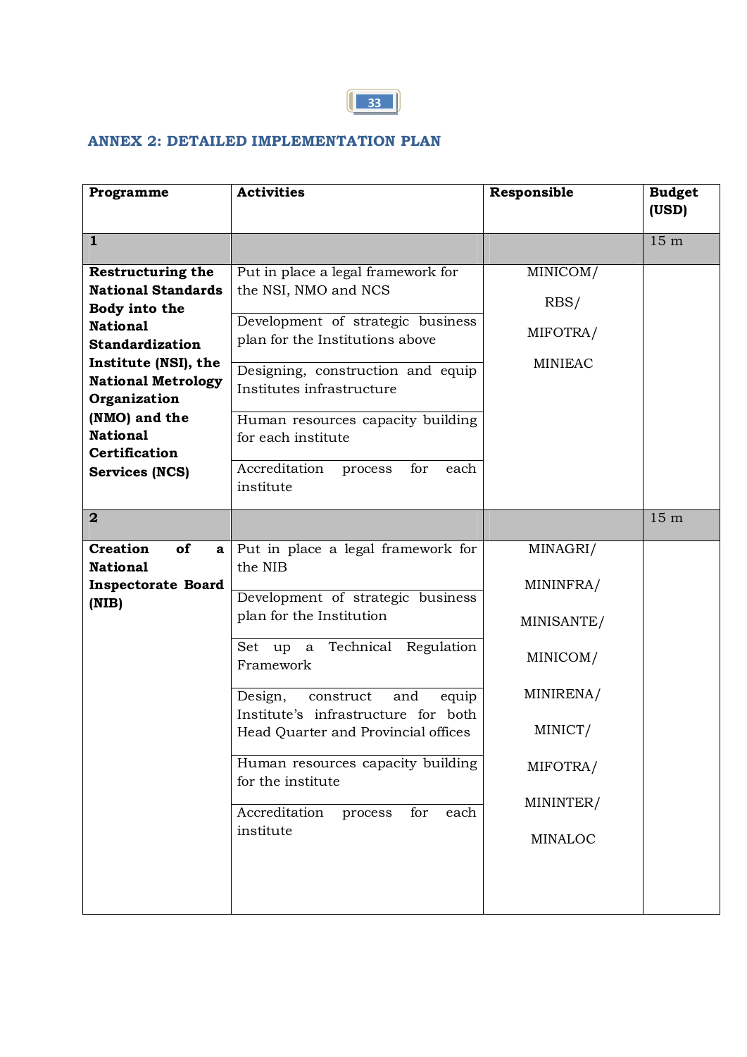## ANNEX 2: DETAILED IMPLEMENTATION PLAN

| Programme | Activities | Responsible | Budget (USD) |
|---|---|---|---|
| **1** | | | 15 m |
| **Restructuring the National Standards Body into the National Standardization Institute (NSI), the National Metrology Organization (NMO) and the National Certification Services (NCS)** | Put in place a legal framework for the NSI, NMO and NCS | MINICOM/ RBS/ MIFOTRA/ MINIEAC | |
| | Development of strategic business plan for the Institutions above | | |
| | Designing, construction and equip Institutes infrastructure | | |
| | Human resources capacity building for each institute | | |
| | Accreditation process for each institute | | |
| **2** | | | 15 m |
| **Creation of a National Inspectorate Board (NIB)** | Put in place a legal framework for the NIB | MINAGRI/ MININFRA/ MINISANTE/ MINICOM/ MINIRENA/ MINICT/ MIFOTRA/ MININTER/ MINALOC | |
| | Development of strategic business plan for the Institution | | |
| | Set up a Technical Regulation Framework | | |
| | Design, construct and equip Institute's infrastructure for both Head Quarter and Provincial offices | | |
| | Human resources capacity building for the institute | | |
| | Accreditation process for each institute | | |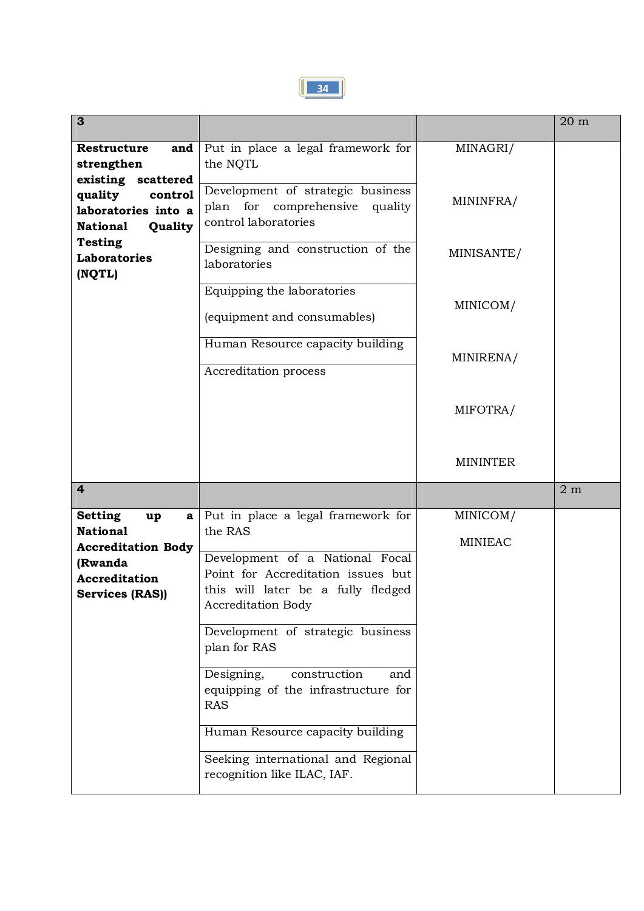| 3 | | | 20 m |
|---|---|---|---|
| **Restructure and strengthen existing scattered quality control laboratories into a National Quality Testing Laboratories (NQTL)** | Put in place a legal framework for the NQTL | MINAGRI/ | |
| | Development of strategic business plan for comprehensive quality control laboratories | MININFRA/ | |
| | Designing and construction of the laboratories | MINISANTE/ | |
| | Equipping the laboratories (equipment and consumables) | MINICOM/ | |
| | Human Resource capacity building | MINIRENA/ | |
| | Accreditation process | MIFOTRA/ MININTER | |
| **4** | | | **2 m** |
| **Setting up a National Accreditation Body (Rwanda Accreditation Services (RAS))** | Put in place a legal framework for the RAS | MINICOM/ MINIEAC | |
| | Development of a National Focal Point for Accreditation issues but this will later be a fully fledged Accreditation Body | | |
| | Development of strategic business plan for RAS | | |
| | Designing, construction and equipping of the infrastructure for RAS | | |
| | Human Resource capacity building | | |
| | Seeking international and Regional recognition like ILAC, IAF. | | |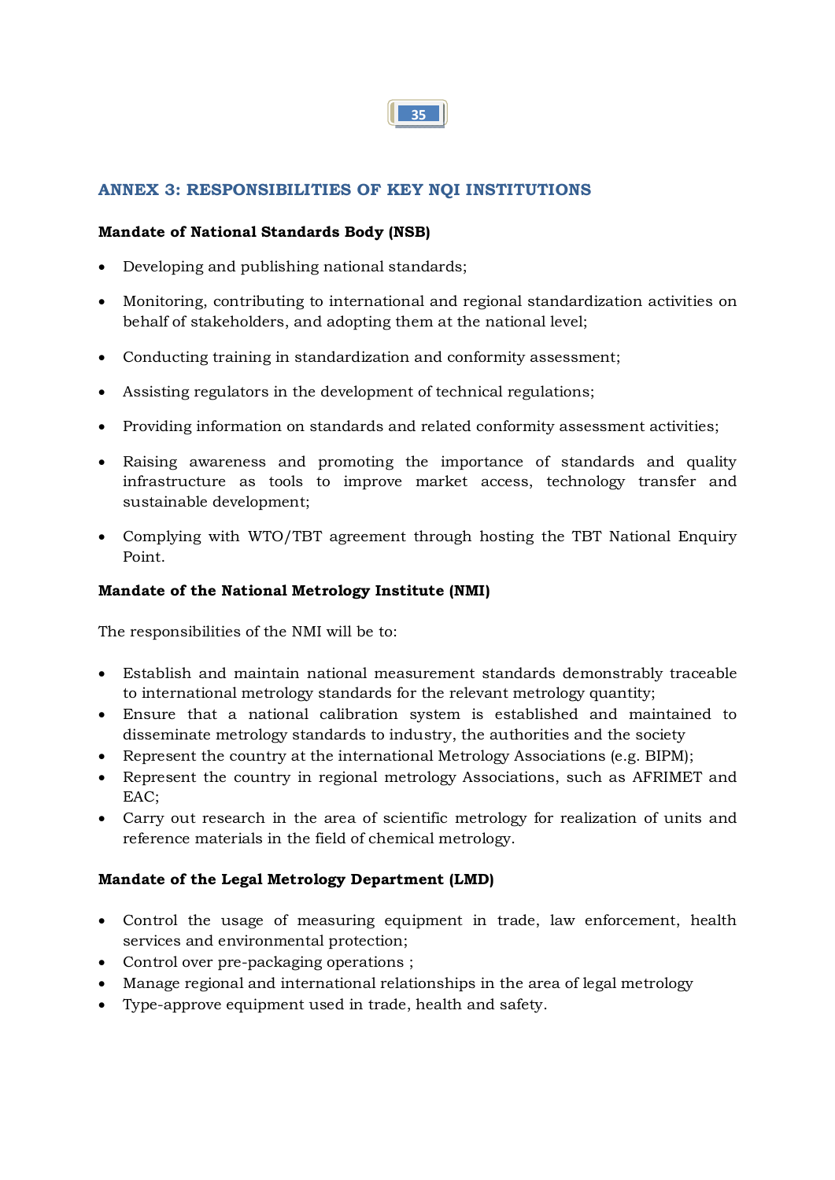## ANNEX 3: RESPONSIBILITIES OF KEY NQI INSTITUTIONS

**Mandate of National Standards Body (NSB)**

- Developing and publishing national standards;
- Monitoring, contributing to international and regional standardization activities on behalf of stakeholders, and adopting them at the national level;
- Conducting training in standardization and conformity assessment;
- Assisting regulators in the development of technical regulations;
- Providing information on standards and related conformity assessment activities;
- Raising awareness and promoting the importance of standards and quality infrastructure as tools to improve market access, technology transfer and sustainable development;
- Complying with WTO/TBT agreement through hosting the TBT National Enquiry Point.

**Mandate of the National Metrology Institute (NMI)**

The responsibilities of the NMI will be to:

- Establish and maintain national measurement standards demonstrably traceable to international metrology standards for the relevant metrology quantity;
- Ensure that a national calibration system is established and maintained to disseminate metrology standards to industry, the authorities and the society
- Represent the country at the international Metrology Associations (e.g. BIPM);
- Represent the country in regional metrology Associations, such as AFRIMET and EAC;
- Carry out research in the area of scientific metrology for realization of units and reference materials in the field of chemical metrology.

**Mandate of the Legal Metrology Department (LMD)**

- Control the usage of measuring equipment in trade, law enforcement, health services and environmental protection;
- Control over pre-packaging operations ;
- Manage regional and international relationships in the area of legal metrology
- Type-approve equipment used in trade, health and safety.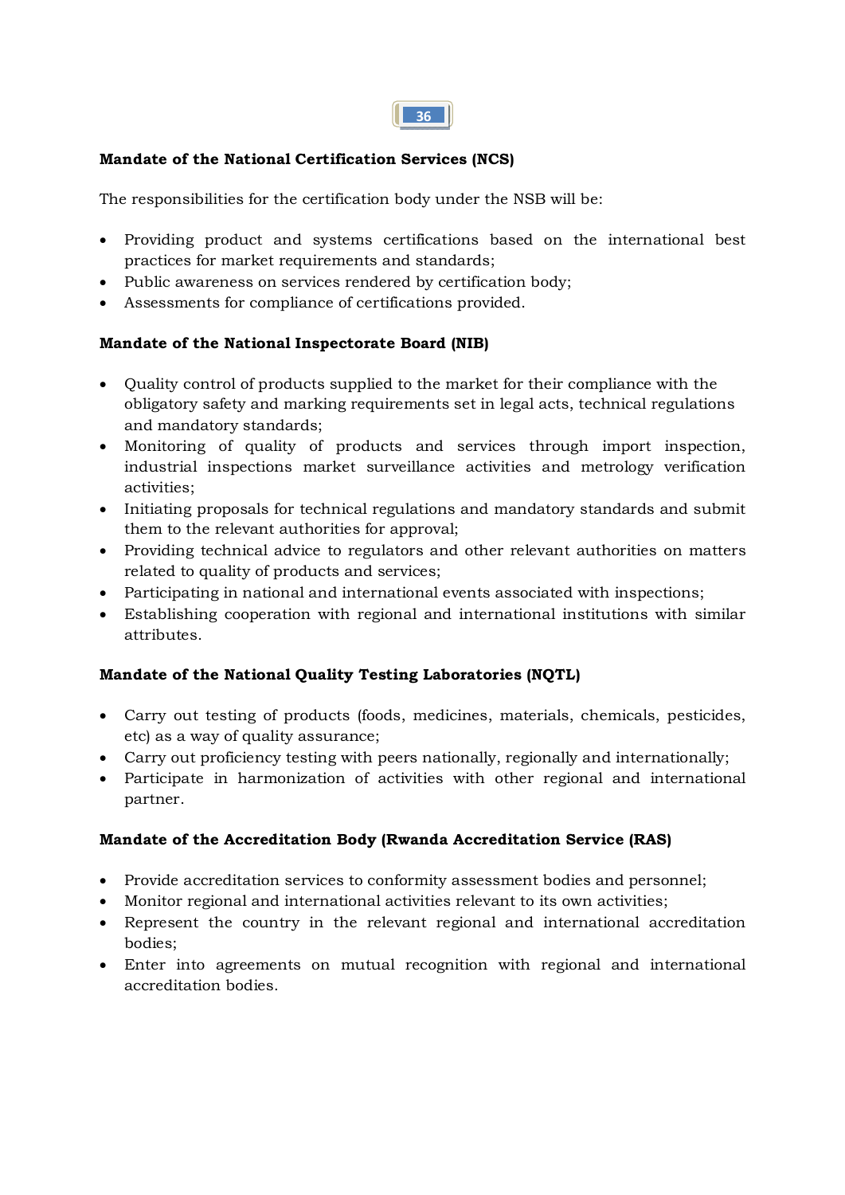**Mandate of the National Certification Services (NCS)**

The responsibilities for the certification body under the NSB will be:

- Providing product and systems certifications based on the international best practices for market requirements and standards;
- Public awareness on services rendered by certification body;
- Assessments for compliance of certifications provided.

**Mandate of the National Inspectorate Board (NIB)**

- Quality control of products supplied to the market for their compliance with the obligatory safety and marking requirements set in legal acts, technical regulations and mandatory standards;
- Monitoring of quality of products and services through import inspection, industrial inspections market surveillance activities and metrology verification activities;
- Initiating proposals for technical regulations and mandatory standards and submit them to the relevant authorities for approval;
- Providing technical advice to regulators and other relevant authorities on matters related to quality of products and services;
- Participating in national and international events associated with inspections;
- Establishing cooperation with regional and international institutions with similar attributes.

**Mandate of the National Quality Testing Laboratories (NQTL)**

- Carry out testing of products (foods, medicines, materials, chemicals, pesticides, etc) as a way of quality assurance;
- Carry out proficiency testing with peers nationally, regionally and internationally;
- Participate in harmonization of activities with other regional and international partner.

**Mandate of the Accreditation Body (Rwanda Accreditation Service (RAS)**

- Provide accreditation services to conformity assessment bodies and personnel;
- Monitor regional and international activities relevant to its own activities;
- Represent the country in the relevant regional and international accreditation bodies;
- Enter into agreements on mutual recognition with regional and international accreditation bodies.